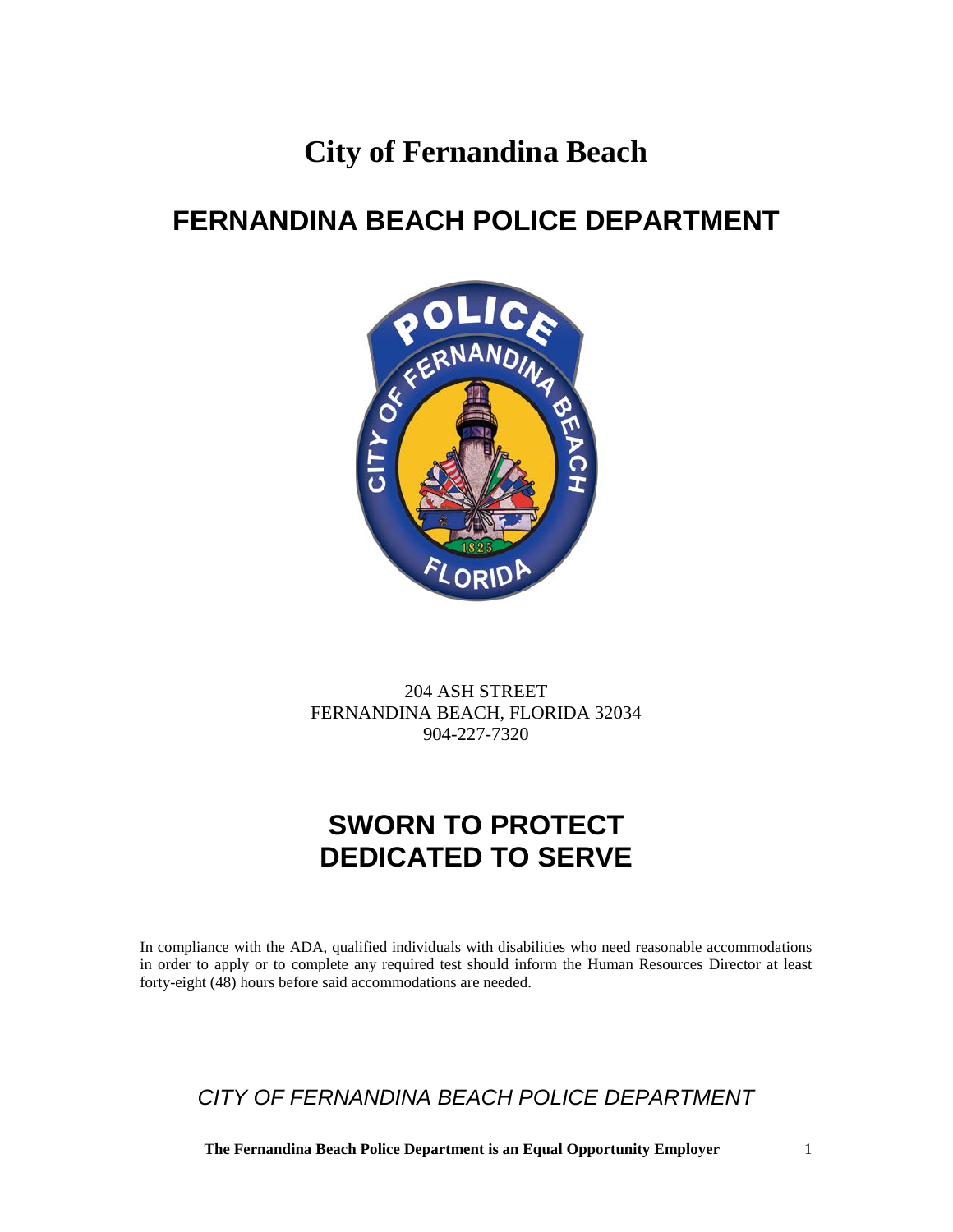# City of Fernandina Beach

## FERNANDINA BEACH POLICE DEPARTMENT

204 ASH STREET
FERNANDINA BEACH, FLORIDA 32034
904-227-7320

## SWORN TO PROTECT
## DEDICATED TO SERVE

In compliance with the ADA, qualified individuals with disabilities who need reasonable accommodations in order to apply or to complete any required test should inform the Human Resources Director at least forty-eight (48) hours before said accommodations are needed.

*CITY OF FERNANDINA BEACH POLICE DEPARTMENT*

**The Fernandina Beach Police Department is an Equal Opportunity Employer**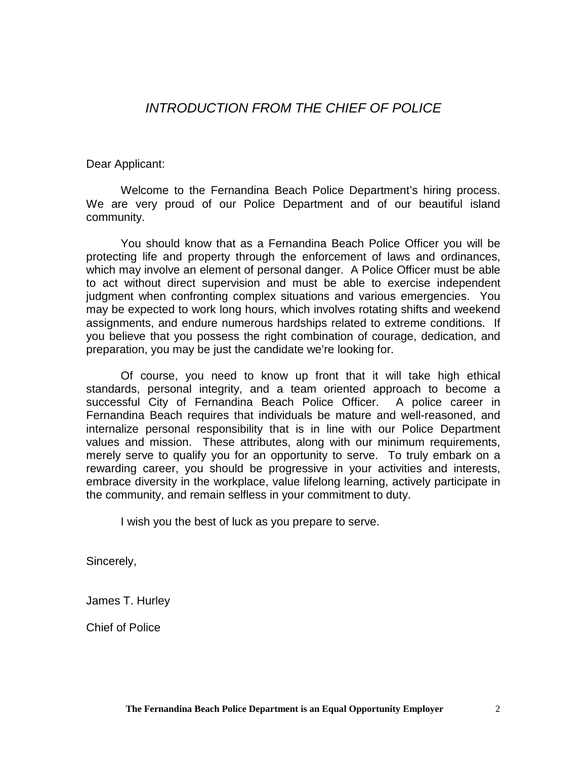# *INTRODUCTION FROM THE CHIEF OF POLICE*

Dear Applicant:

Welcome to the Fernandina Beach Police Department's hiring process. We are very proud of our Police Department and of our beautiful island community.

You should know that as a Fernandina Beach Police Officer you will be protecting life and property through the enforcement of laws and ordinances, which may involve an element of personal danger. A Police Officer must be able to act without direct supervision and must be able to exercise independent judgment when confronting complex situations and various emergencies. You may be expected to work long hours, which involves rotating shifts and weekend assignments, and endure numerous hardships related to extreme conditions. If you believe that you possess the right combination of courage, dedication, and preparation, you may be just the candidate we're looking for.

Of course, you need to know up front that it will take high ethical standards, personal integrity, and a team oriented approach to become a successful City of Fernandina Beach Police Officer. A police career in Fernandina Beach requires that individuals be mature and well-reasoned, and internalize personal responsibility that is in line with our Police Department values and mission. These attributes, along with our minimum requirements, merely serve to qualify you for an opportunity to serve. To truly embark on a rewarding career, you should be progressive in your activities and interests, embrace diversity in the workplace, value lifelong learning, actively participate in the community, and remain selfless in your commitment to duty.

I wish you the best of luck as you prepare to serve.

Sincerely,

James T. Hurley

Chief of Police

**The Fernandina Beach Police Department is an Equal Opportunity Employer**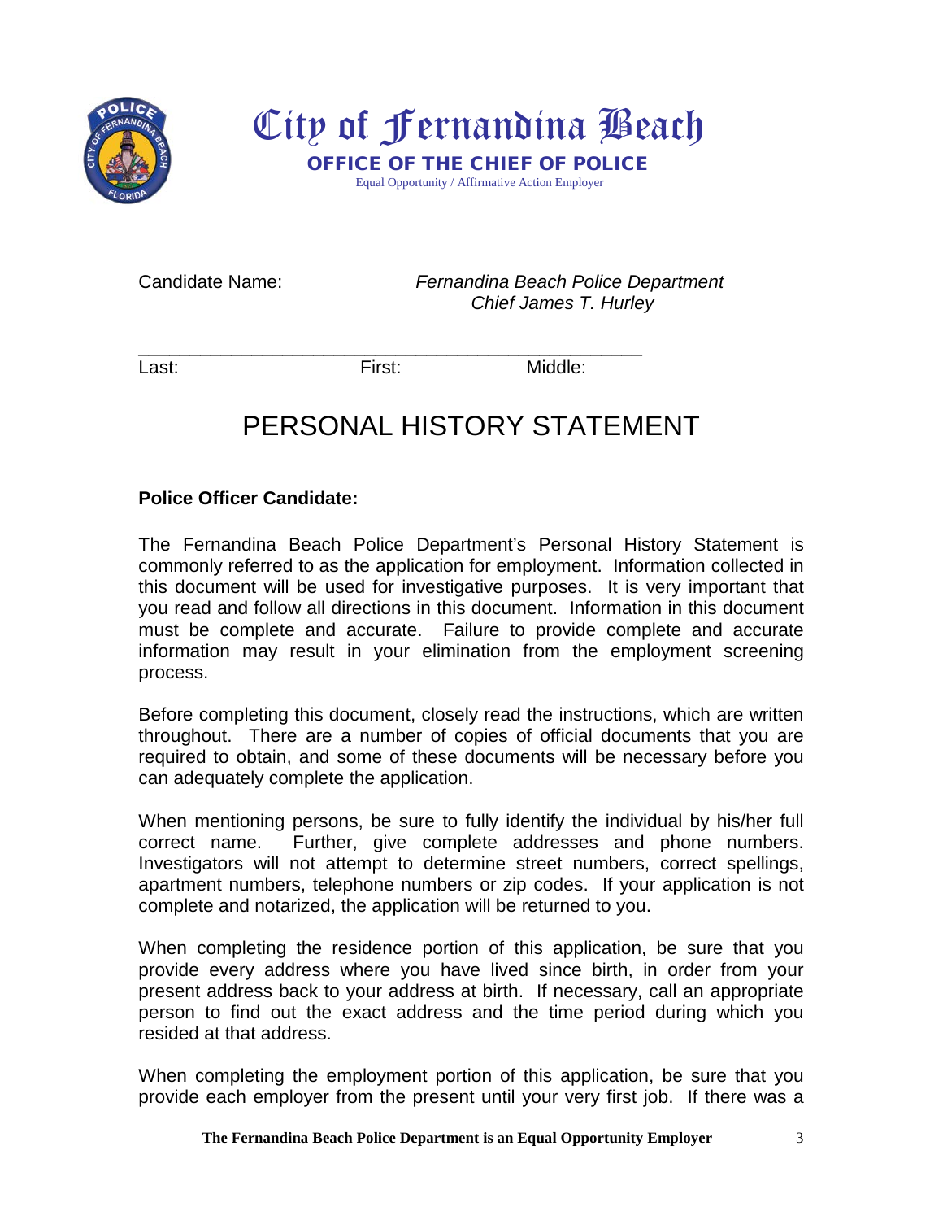# City of Fernandina Beach

**OFFICE OF THE CHIEF OF POLICE**

Equal Opportunity / Affirmative Action Employer

Candidate Name: *Fernandina Beach Police Department*
*Chief James T. Hurley*

\_\_\_\_\_\_\_\_\_\_\_\_\_\_\_\_\_\_\_\_\_\_\_\_\_\_\_\_\_\_\_\_\_\_\_\_\_\_\_\_\_\_\_\_\_\_\_\_

Last: First: Middle:

# PERSONAL HISTORY STATEMENT

**Police Officer Candidate:**

The Fernandina Beach Police Department's Personal History Statement is commonly referred to as the application for employment. Information collected in this document will be used for investigative purposes. It is very important that you read and follow all directions in this document. Information in this document must be complete and accurate. Failure to provide complete and accurate information may result in your elimination from the employment screening process.

Before completing this document, closely read the instructions, which are written throughout. There are a number of copies of official documents that you are required to obtain, and some of these documents will be necessary before you can adequately complete the application.

When mentioning persons, be sure to fully identify the individual by his/her full correct name. Further, give complete addresses and phone numbers. Investigators will not attempt to determine street numbers, correct spellings, apartment numbers, telephone numbers or zip codes. If your application is not complete and notarized, the application will be returned to you.

When completing the residence portion of this application, be sure that you provide every address where you have lived since birth, in order from your present address back to your address at birth. If necessary, call an appropriate person to find out the exact address and the time period during which you resided at that address.

When completing the employment portion of this application, be sure that you provide each employer from the present until your very first job. If there was a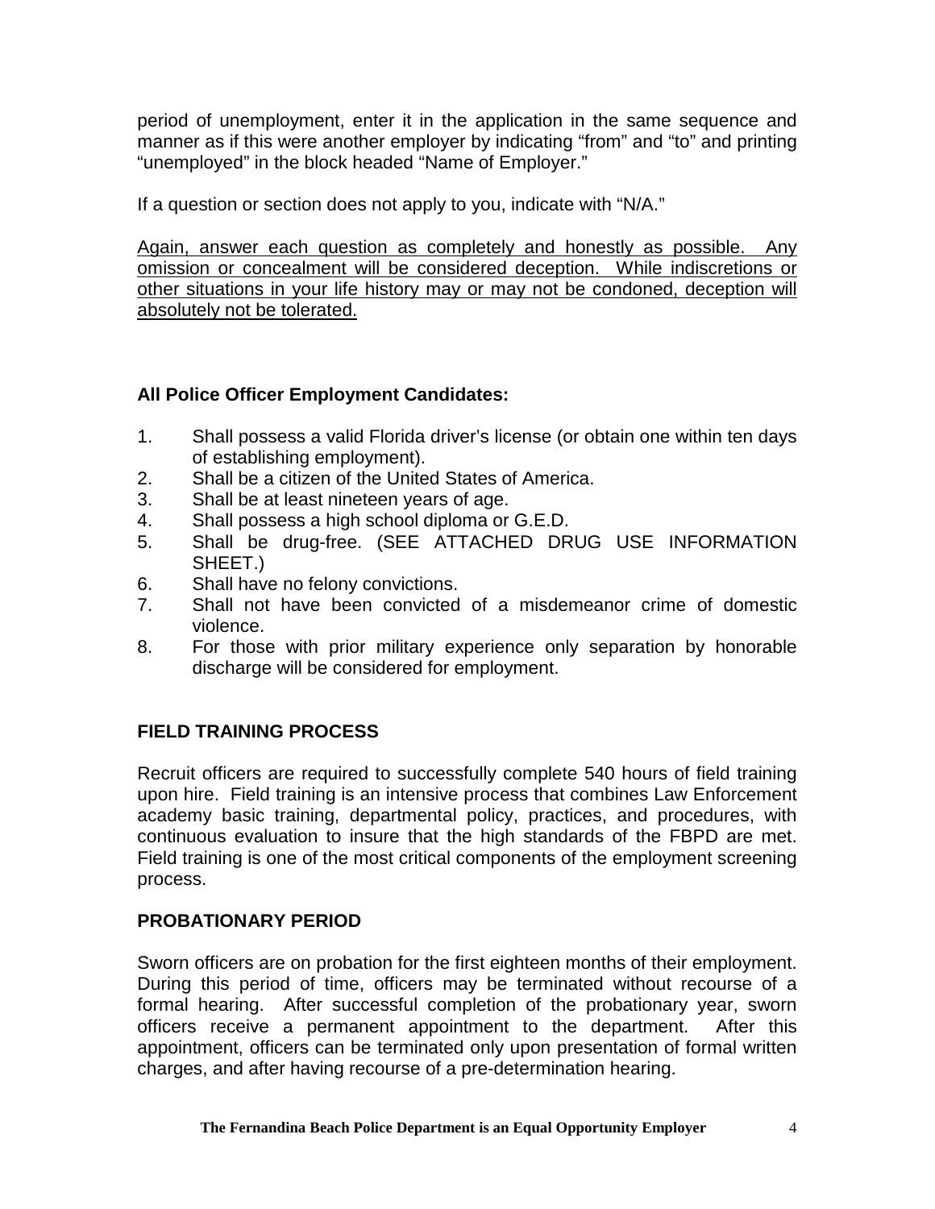period of unemployment, enter it in the application in the same sequence and manner as if this were another employer by indicating “from” and “to” and printing “unemployed” in the block headed “Name of Employer.”

If a question or section does not apply to you, indicate with “N/A.”

Again, answer each question as completely and honestly as possible. Any omission or concealment will be considered deception. While indiscretions or other situations in your life history may or may not be condoned, deception will absolutely not be tolerated.

**All Police Officer Employment Candidates:**

1. Shall possess a valid Florida driver’s license (or obtain one within ten days of establishing employment).
2. Shall be a citizen of the United States of America.
3. Shall be at least nineteen years of age.
4. Shall possess a high school diploma or G.E.D.
5. Shall be drug-free. (SEE ATTACHED DRUG USE INFORMATION SHEET.)
6. Shall have no felony convictions.
7. Shall not have been convicted of a misdemeanor crime of domestic violence.
8. For those with prior military experience only separation by honorable discharge will be considered for employment.

## FIELD TRAINING PROCESS

Recruit officers are required to successfully complete 540 hours of field training upon hire. Field training is an intensive process that combines Law Enforcement academy basic training, departmental policy, practices, and procedures, with continuous evaluation to insure that the high standards of the FBPD are met. Field training is one of the most critical components of the employment screening process.

## PROBATIONARY PERIOD

Sworn officers are on probation for the first eighteen months of their employment. During this period of time, officers may be terminated without recourse of a formal hearing. After successful completion of the probationary year, sworn officers receive a permanent appointment to the department. After this appointment, officers can be terminated only upon presentation of formal written charges, and after having recourse of a pre-determination hearing.

**The Fernandina Beach Police Department is an Equal Opportunity Employer**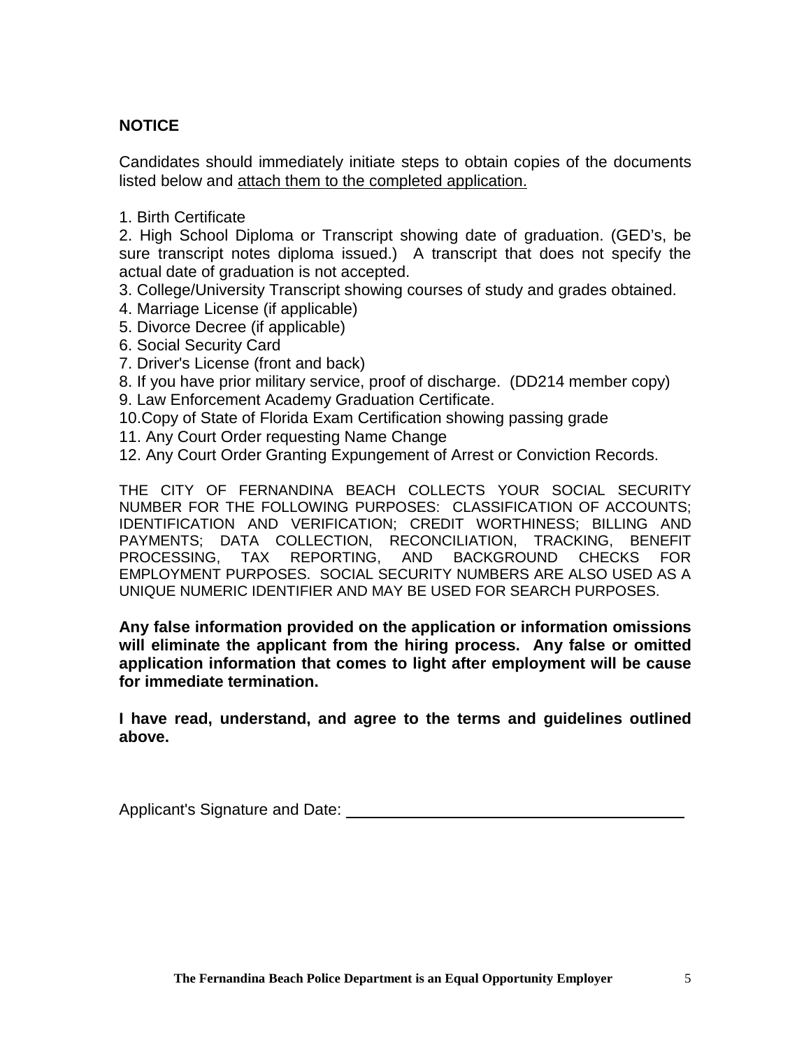**NOTICE**

Candidates should immediately initiate steps to obtain copies of the documents listed below and <u>attach them to the completed application.</u>

1. Birth Certificate
2. High School Diploma or Transcript showing date of graduation. (GED's, be sure transcript notes diploma issued.) A transcript that does not specify the actual date of graduation is not accepted.
3. College/University Transcript showing courses of study and grades obtained.
4. Marriage License (if applicable)
5. Divorce Decree (if applicable)
6. Social Security Card
7. Driver's License (front and back)
8. If you have prior military service, proof of discharge. (DD214 member copy)
9. Law Enforcement Academy Graduation Certificate.
10. Copy of State of Florida Exam Certification showing passing grade
11. Any Court Order requesting Name Change
12. Any Court Order Granting Expungement of Arrest or Conviction Records.

THE CITY OF FERNANDINA BEACH COLLECTS YOUR SOCIAL SECURITY NUMBER FOR THE FOLLOWING PURPOSES: CLASSIFICATION OF ACCOUNTS; IDENTIFICATION AND VERIFICATION; CREDIT WORTHINESS; BILLING AND PAYMENTS; DATA COLLECTION, RECONCILIATION, TRACKING, BENEFIT PROCESSING, TAX REPORTING, AND BACKGROUND CHECKS FOR EMPLOYMENT PURPOSES. SOCIAL SECURITY NUMBERS ARE ALSO USED AS A UNIQUE NUMERIC IDENTIFIER AND MAY BE USED FOR SEARCH PURPOSES.

**Any false information provided on the application or information omissions will eliminate the applicant from the hiring process. Any false or omitted application information that comes to light after employment will be cause for immediate termination.**

**I have read, understand, and agree to the terms and guidelines outlined above.**

Applicant's Signature and Date: ________________________________________

**The Fernandina Beach Police Department is an Equal Opportunity Employer**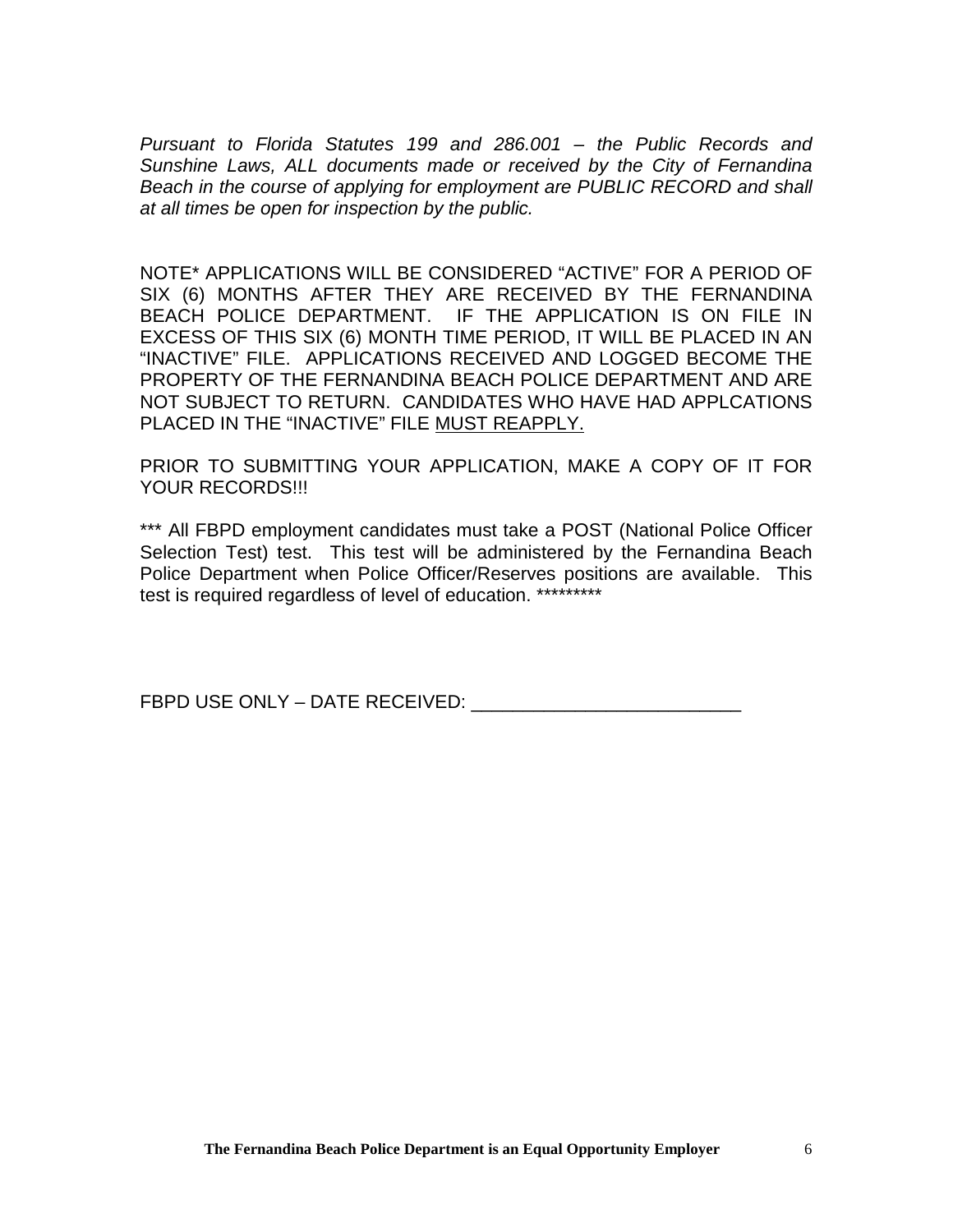*Pursuant to Florida Statutes 199 and 286.001 – the Public Records and Sunshine Laws, ALL documents made or received by the City of Fernandina Beach in the course of applying for employment are PUBLIC RECORD and shall at all times be open for inspection by the public.*

NOTE* APPLICATIONS WILL BE CONSIDERED "ACTIVE" FOR A PERIOD OF SIX (6) MONTHS AFTER THEY ARE RECEIVED BY THE FERNANDINA BEACH POLICE DEPARTMENT. IF THE APPLICATION IS ON FILE IN EXCESS OF THIS SIX (6) MONTH TIME PERIOD, IT WILL BE PLACED IN AN "INACTIVE" FILE. APPLICATIONS RECEIVED AND LOGGED BECOME THE PROPERTY OF THE FERNANDINA BEACH POLICE DEPARTMENT AND ARE NOT SUBJECT TO RETURN. CANDIDATES WHO HAVE HAD APPLCATIONS PLACED IN THE "INACTIVE" FILE <u>MUST REAPPLY.</u>

PRIOR TO SUBMITTING YOUR APPLICATION, MAKE A COPY OF IT FOR YOUR RECORDS!!!

*** All FBPD employment candidates must take a POST (National Police Officer Selection Test) test. This test will be administered by the Fernandina Beach Police Department when Police Officer/Reserves positions are available. This test is required regardless of level of education. *********

FBPD USE ONLY – DATE RECEIVED: ___________________________

**The Fernandina Beach Police Department is an Equal Opportunity Employer**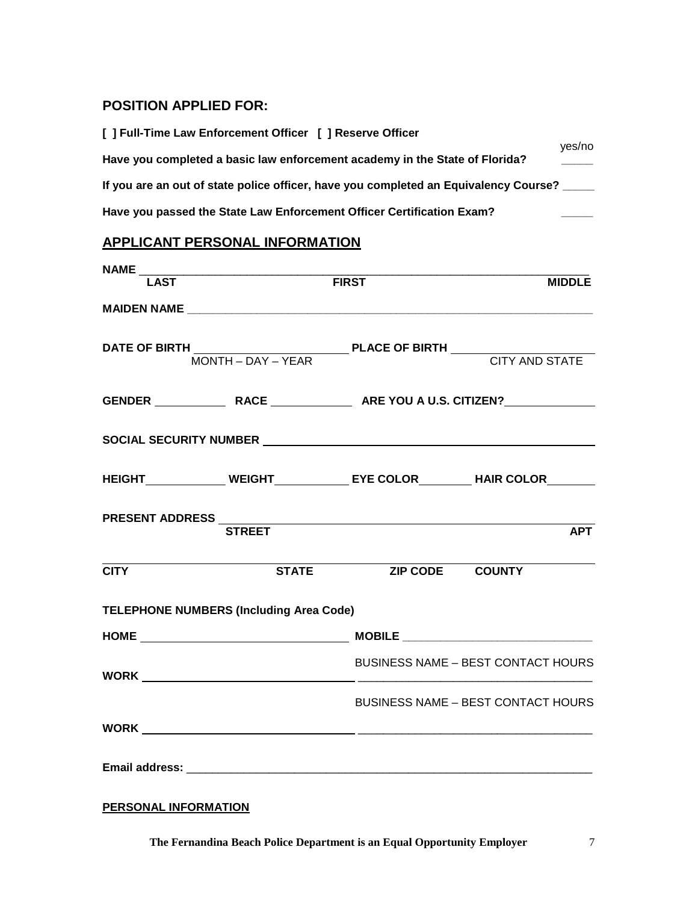**POSITION APPLIED FOR:**

**[ ] Full-Time Law Enforcement Officer   [ ] Reserve Officer**

yes/no

**Have you completed a basic law enforcement academy in the State of Florida?** _____

**If you are an out of state police officer, have you completed an Equivalency Course?** _____

**Have you passed the State Law Enforcement Officer Certification Exam?** _____

## APPLICANT PERSONAL INFORMATION

**NAME** ______________________________________________________________
**LAST** **FIRST** **MIDDLE**

**MAIDEN NAME** ______________________________________________________

**DATE OF BIRTH** ______________________ **PLACE OF BIRTH** ____________________
MONTH – DAY – YEAR CITY AND STATE

**GENDER** __________ **RACE** ____________ **ARE YOU A U.S. CITIZEN?** ____________

**SOCIAL SECURITY NUMBER** ___________________________________________

**HEIGHT** __________ **WEIGHT** __________ **EYE COLOR** ________ **HAIR COLOR** _______

**PRESENT ADDRESS** _________________________________________________
**STREET** **APT**

_____________________________________________________________________
**CITY** **STATE** **ZIP CODE** **COUNTY**

**TELEPHONE NUMBERS (Including Area Code)**

**HOME** ______________________________ **MOBILE** ____________________________

**WORK** ______________________________ ____________________________________
BUSINESS NAME – BEST CONTACT HOURS

**WORK** ______________________________ ____________________________________
BUSINESS NAME – BEST CONTACT HOURS

**Email address:** ___________________________________________________________

**PERSONAL INFORMATION**

**The Fernandina Beach Police Department is an Equal Opportunity Employer**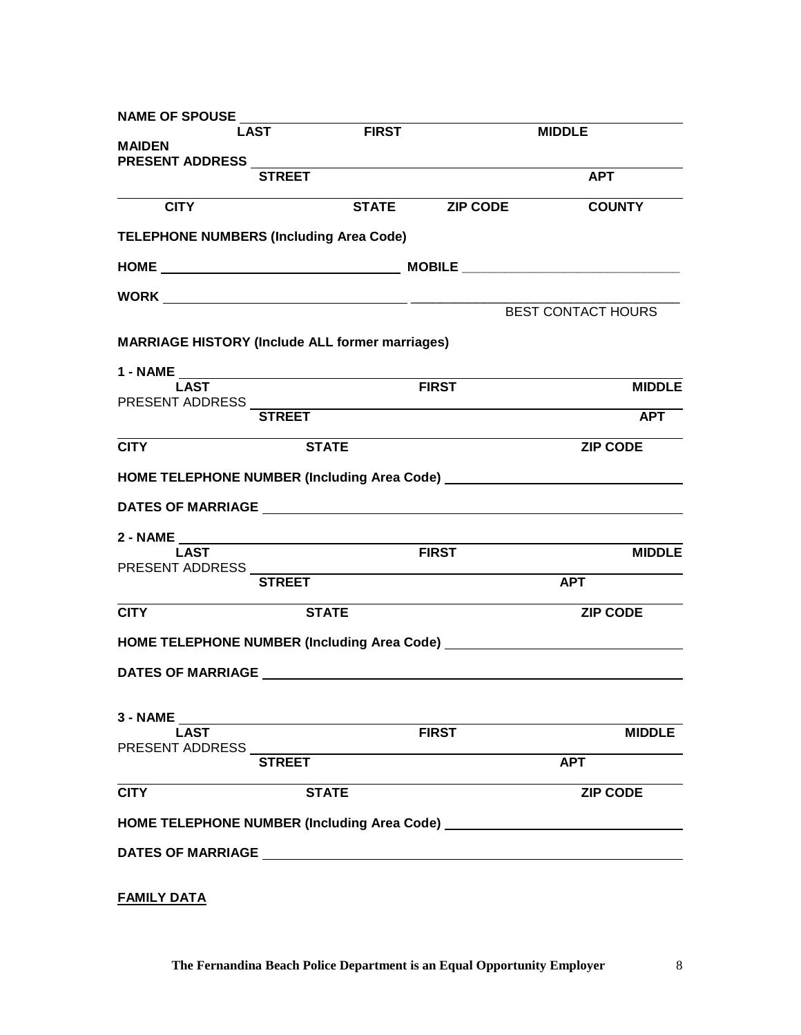**NAME OF SPOUSE** \_\_\_\_\_\_\_\_\_\_\_\_\_\_\_\_\_\_\_\_\_\_\_\_\_\_\_\_\_\_\_\_\_\_\_\_\_\_\_\_\_\_\_\_\_\_\_\_\_\_\_\_\_\_

**LAST** **FIRST** **MIDDLE**

**MAIDEN**

**PRESENT ADDRESS** \_\_\_\_\_\_\_\_\_\_\_\_\_\_\_\_\_\_\_\_\_\_\_\_\_\_\_\_\_\_\_\_\_\_\_\_\_\_\_\_\_\_\_\_\_\_\_\_\_\_\_\_

**STREET** **APT**

\_\_\_\_\_\_\_\_\_\_\_\_\_\_\_\_\_\_\_\_\_\_\_\_\_\_\_\_\_\_\_\_\_\_\_\_\_\_\_\_\_\_\_\_\_\_\_\_\_\_\_\_\_\_\_\_\_\_\_\_\_\_\_\_\_\_\_\_\_\_

**CITY** **STATE** **ZIP CODE** **COUNTY**

**TELEPHONE NUMBERS (Including Area Code)**

**HOME** \_\_\_\_\_\_\_\_\_\_\_\_\_\_\_\_\_\_\_\_\_\_\_\_\_\_\_\_\_\_\_\_ **MOBILE** \_\_\_\_\_\_\_\_\_\_\_\_\_\_\_\_\_\_\_\_\_\_\_\_\_\_\_\_\_\_

**WORK** \_\_\_\_\_\_\_\_\_\_\_\_\_\_\_\_\_\_\_\_\_\_\_\_\_\_\_\_\_\_\_\_\_\_ \_\_\_\_\_\_\_\_\_\_\_\_\_\_\_\_\_\_\_\_\_\_\_\_\_\_\_\_\_\_\_\_\_\_

BEST CONTACT HOURS

**MARRIAGE HISTORY (Include ALL former marriages)**

**1 - NAME** \_\_\_\_\_\_\_\_\_\_\_\_\_\_\_\_\_\_\_\_\_\_\_\_\_\_\_\_\_\_\_\_\_\_\_\_\_\_\_\_\_\_\_\_\_\_\_\_\_\_\_\_\_\_\_\_\_\_\_\_\_

**LAST** **FIRST** **MIDDLE**

PRESENT ADDRESS \_\_\_\_\_\_\_\_\_\_\_\_\_\_\_\_\_\_\_\_\_\_\_\_\_\_\_\_\_\_\_\_\_\_\_\_\_\_\_\_\_\_\_\_\_\_\_\_\_\_\_\_\_\_

**STREET** **APT**

\_\_\_\_\_\_\_\_\_\_\_\_\_\_\_\_\_\_\_\_\_\_\_\_\_\_\_\_\_\_\_\_\_\_\_\_\_\_\_\_\_\_\_\_\_\_\_\_\_\_\_\_\_\_\_\_\_\_\_\_\_\_\_\_\_\_\_\_\_\_

**CITY** **STATE** **ZIP CODE**

**HOME TELEPHONE NUMBER (Including Area Code)** \_\_\_\_\_\_\_\_\_\_\_\_\_\_\_\_\_\_\_\_\_\_\_\_\_\_\_\_\_\_\_

**DATES OF MARRIAGE** \_\_\_\_\_\_\_\_\_\_\_\_\_\_\_\_\_\_\_\_\_\_\_\_\_\_\_\_\_\_\_\_\_\_\_\_\_\_\_\_\_\_\_\_\_\_\_\_\_\_\_\_\_\_\_\_\_

**2 - NAME** \_\_\_\_\_\_\_\_\_\_\_\_\_\_\_\_\_\_\_\_\_\_\_\_\_\_\_\_\_\_\_\_\_\_\_\_\_\_\_\_\_\_\_\_\_\_\_\_\_\_\_\_\_\_\_\_\_\_\_\_\_

**LAST** **FIRST** **MIDDLE**

PRESENT ADDRESS \_\_\_\_\_\_\_\_\_\_\_\_\_\_\_\_\_\_\_\_\_\_\_\_\_\_\_\_\_\_\_\_\_\_\_\_\_\_\_\_\_\_\_\_\_\_\_\_\_\_\_\_\_\_

**STREET** **APT**

\_\_\_\_\_\_\_\_\_\_\_\_\_\_\_\_\_\_\_\_\_\_\_\_\_\_\_\_\_\_\_\_\_\_\_\_\_\_\_\_\_\_\_\_\_\_\_\_\_\_\_\_\_\_\_\_\_\_\_\_\_\_\_\_\_\_\_\_\_\_

**CITY** **STATE** **ZIP CODE**

**HOME TELEPHONE NUMBER (Including Area Code)** \_\_\_\_\_\_\_\_\_\_\_\_\_\_\_\_\_\_\_\_\_\_\_\_\_\_\_\_\_\_\_

**DATES OF MARRIAGE** \_\_\_\_\_\_\_\_\_\_\_\_\_\_\_\_\_\_\_\_\_\_\_\_\_\_\_\_\_\_\_\_\_\_\_\_\_\_\_\_\_\_\_\_\_\_\_\_\_\_\_\_\_\_\_\_\_

**3 - NAME** \_\_\_\_\_\_\_\_\_\_\_\_\_\_\_\_\_\_\_\_\_\_\_\_\_\_\_\_\_\_\_\_\_\_\_\_\_\_\_\_\_\_\_\_\_\_\_\_\_\_\_\_\_\_\_\_\_\_\_\_\_

**LAST** **FIRST** **MIDDLE**

PRESENT ADDRESS \_\_\_\_\_\_\_\_\_\_\_\_\_\_\_\_\_\_\_\_\_\_\_\_\_\_\_\_\_\_\_\_\_\_\_\_\_\_\_\_\_\_\_\_\_\_\_\_\_\_\_\_\_\_

**STREET** **APT**

\_\_\_\_\_\_\_\_\_\_\_\_\_\_\_\_\_\_\_\_\_\_\_\_\_\_\_\_\_\_\_\_\_\_\_\_\_\_\_\_\_\_\_\_\_\_\_\_\_\_\_\_\_\_\_\_\_\_\_\_\_\_\_\_\_\_\_\_\_\_

**CITY** **STATE** **ZIP CODE**

**HOME TELEPHONE NUMBER (Including Area Code)** \_\_\_\_\_\_\_\_\_\_\_\_\_\_\_\_\_\_\_\_\_\_\_\_\_\_\_\_\_\_\_

**DATES OF MARRIAGE** \_\_\_\_\_\_\_\_\_\_\_\_\_\_\_\_\_\_\_\_\_\_\_\_\_\_\_\_\_\_\_\_\_\_\_\_\_\_\_\_\_\_\_\_\_\_\_\_\_\_\_\_\_\_\_\_\_

**FAMILY DATA**

**The Fernandina Beach Police Department is an Equal Opportunity Employer**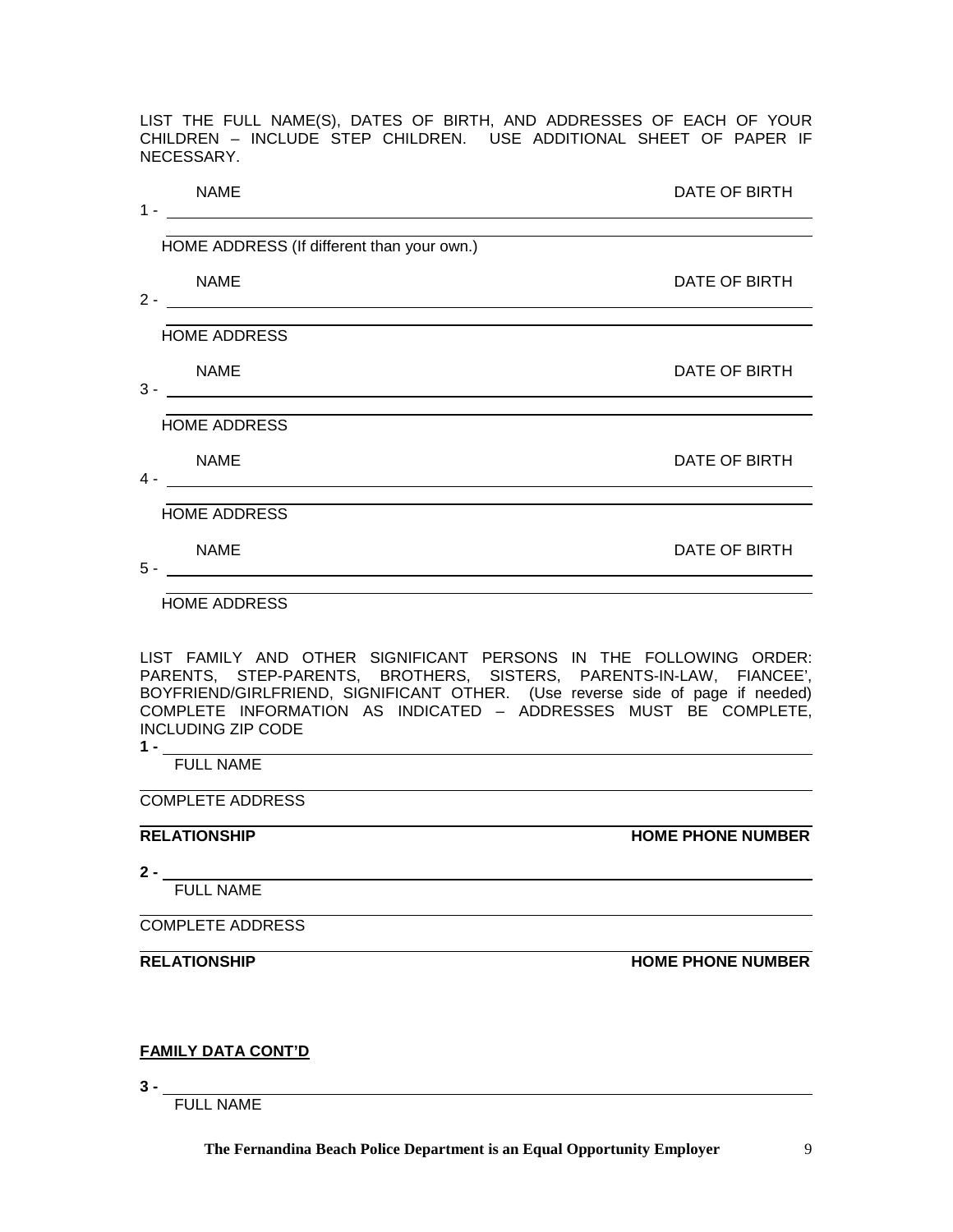LIST THE FULL NAME(S), DATES OF BIRTH, AND ADDRESSES OF EACH OF YOUR CHILDREN – INCLUDE STEP CHILDREN. USE ADDITIONAL SHEET OF PAPER IF NECESSARY.

NAME DATE OF BIRTH

1 - ______________________________________________________________

______________________________________________________________

HOME ADDRESS (If different than your own.)

NAME DATE OF BIRTH

2 - ______________________________________________________________

______________________________________________________________

HOME ADDRESS

NAME DATE OF BIRTH

3 - ______________________________________________________________

______________________________________________________________

HOME ADDRESS

NAME DATE OF BIRTH

4 - ______________________________________________________________

______________________________________________________________

HOME ADDRESS

NAME DATE OF BIRTH

5 - ______________________________________________________________

______________________________________________________________

HOME ADDRESS

LIST FAMILY AND OTHER SIGNIFICANT PERSONS IN THE FOLLOWING ORDER: PARENTS, STEP-PARENTS, BROTHERS, SISTERS, PARENTS-IN-LAW, FIANCEE', BOYFRIEND/GIRLFRIEND, SIGNIFICANT OTHER. (Use reverse side of page if needed) COMPLETE INFORMATION AS INDICATED – ADDRESSES MUST BE COMPLETE, INCLUDING ZIP CODE

**1 -** ______________________________________________________________

FULL NAME

______________________________________________________________

COMPLETE ADDRESS

______________________________________________________________

**RELATIONSHIP** **HOME PHONE NUMBER**

**2 -** ______________________________________________________________

FULL NAME

______________________________________________________________

COMPLETE ADDRESS

______________________________________________________________

**RELATIONSHIP** **HOME PHONE NUMBER**

**FAMILY DATA CONT'D**

**3 -** ______________________________________________________________

FULL NAME

**The Fernandina Beach Police Department is an Equal Opportunity Employer**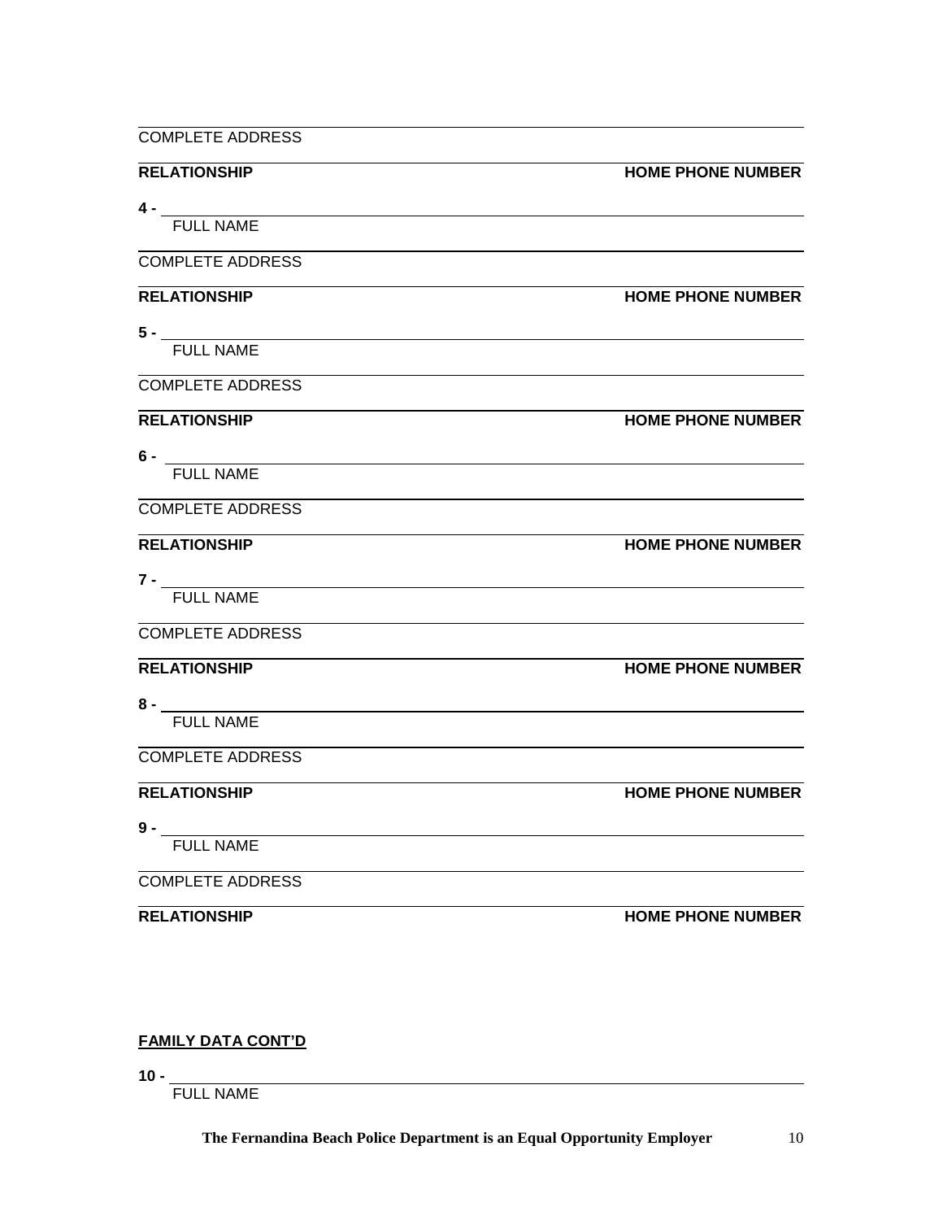COMPLETE ADDRESS

**RELATIONSHIP** **HOME PHONE NUMBER**

**4 -** ______________________________
FULL NAME

COMPLETE ADDRESS

**RELATIONSHIP** **HOME PHONE NUMBER**

**5 -** ______________________________
FULL NAME

COMPLETE ADDRESS

**RELATIONSHIP** **HOME PHONE NUMBER**

**6 -** ______________________________
FULL NAME

COMPLETE ADDRESS

**RELATIONSHIP** **HOME PHONE NUMBER**

**7 -** ______________________________
FULL NAME

COMPLETE ADDRESS

**RELATIONSHIP** **HOME PHONE NUMBER**

**8 -** ______________________________
FULL NAME

COMPLETE ADDRESS

**RELATIONSHIP** **HOME PHONE NUMBER**

**9 -** ______________________________
FULL NAME

COMPLETE ADDRESS

**RELATIONSHIP** **HOME PHONE NUMBER**

**FAMILY DATA CONT'D**

**10 -** ______________________________
FULL NAME

**The Fernandina Beach Police Department is an Equal Opportunity Employer**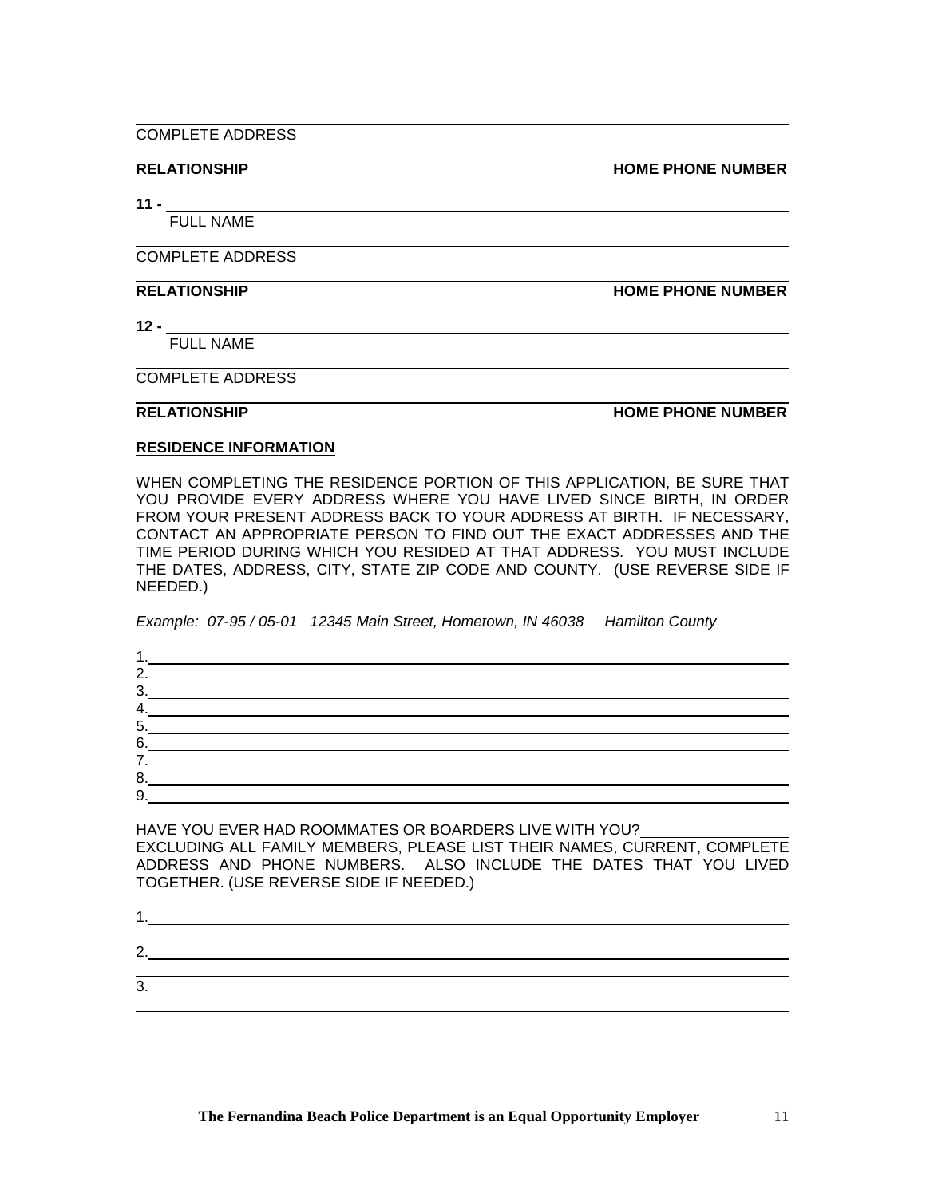COMPLETE ADDRESS

**RELATIONSHIP** **HOME PHONE NUMBER**

**11 -** ______________________________
FULL NAME

______________________________
COMPLETE ADDRESS

______________________________
**RELATIONSHIP** **HOME PHONE NUMBER**

**12 -** ______________________________
FULL NAME

______________________________
COMPLETE ADDRESS

______________________________
**RELATIONSHIP** **HOME PHONE NUMBER**

**RESIDENCE INFORMATION**

WHEN COMPLETING THE RESIDENCE PORTION OF THIS APPLICATION, BE SURE THAT YOU PROVIDE EVERY ADDRESS WHERE YOU HAVE LIVED SINCE BIRTH, IN ORDER FROM YOUR PRESENT ADDRESS BACK TO YOUR ADDRESS AT BIRTH. IF NECESSARY, CONTACT AN APPROPRIATE PERSON TO FIND OUT THE EXACT ADDRESSES AND THE TIME PERIOD DURING WHICH YOU RESIDED AT THAT ADDRESS. YOU MUST INCLUDE THE DATES, ADDRESS, CITY, STATE ZIP CODE AND COUNTY. (USE REVERSE SIDE IF NEEDED.)

*Example: 07-95 / 05-01 12345 Main Street, Hometown, IN 46038 Hamilton County*

1. ______________________________
2. ______________________________
3. ______________________________
4. ______________________________
5. ______________________________
6. ______________________________
7. ______________________________
8. ______________________________
9. ______________________________

HAVE YOU EVER HAD ROOMMATES OR BOARDERS LIVE WITH YOU? ______________
EXCLUDING ALL FAMILY MEMBERS, PLEASE LIST THEIR NAMES, CURRENT, COMPLETE ADDRESS AND PHONE NUMBERS. ALSO INCLUDE THE DATES THAT YOU LIVED TOGETHER. (USE REVERSE SIDE IF NEEDED.)

1. ______________________________
______________________________
2. ______________________________
______________________________
3. ______________________________
______________________________

**The Fernandina Beach Police Department is an Equal Opportunity Employer**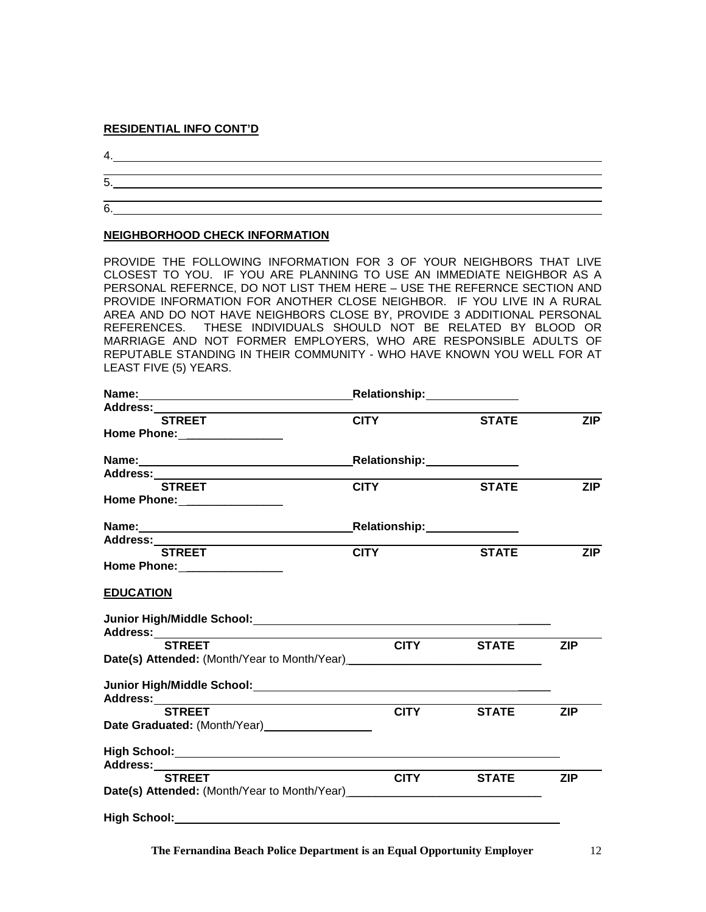**RESIDENTIAL INFO CONT'D**

4. ______________________________________________________________________________

______________________________________________________________________________

5. ______________________________________________________________________________

______________________________________________________________________________

6. ______________________________________________________________________________

**NEIGHBORHOOD CHECK INFORMATION**

PROVIDE THE FOLLOWING INFORMATION FOR 3 OF YOUR NEIGHBORS THAT LIVE CLOSEST TO YOU. IF YOU ARE PLANNING TO USE AN IMMEDIATE NEIGHBOR AS A PERSONAL REFERNCE, DO NOT LIST THEM HERE – USE THE REFERNCE SECTION AND PROVIDE INFORMATION FOR ANOTHER CLOSE NEIGHBOR. IF YOU LIVE IN A RURAL AREA AND DO NOT HAVE NEIGHBORS CLOSE BY, PROVIDE 3 ADDITIONAL PERSONAL REFERENCES. THESE INDIVIDUALS SHOULD NOT BE RELATED BY BLOOD OR MARRIAGE AND NOT FORMER EMPLOYERS, WHO ARE RESPONSIBLE ADULTS OF REPUTABLE STANDING IN THEIR COMMUNITY - WHO HAVE KNOWN YOU WELL FOR AT LEAST FIVE (5) YEARS.

**Name:** ________________________________ **Relationship:** ______________
**Address:** ______________________________________________________________
**STREET** **CITY** **STATE** **ZIP**
**Home Phone:** ________________

**Name:** ________________________________ **Relationship:** ______________
**Address:** ______________________________________________________________
**STREET** **CITY** **STATE** **ZIP**
**Home Phone:** ________________

**Name:** ________________________________ **Relationship:** ______________
**Address:** ______________________________________________________________
**STREET** **CITY** **STATE** **ZIP**
**Home Phone:** ________________

**EDUCATION**

**Junior High/Middle School:** ______________________________________________
**Address:** ______________________________________________________________
**STREET** **CITY** **STATE** **ZIP**
**Date(s) Attended:** (Month/Year to Month/Year) ______________________________

**Junior High/Middle School:** ______________________________________________
**Address:** ______________________________________________________________
**STREET** **CITY** **STATE** **ZIP**
**Date Graduated:** (Month/Year) ________________

**High School:** ____________________________________________________________
**Address:** ______________________________________________________________
**STREET** **CITY** **STATE** **ZIP**
**Date(s) Attended:** (Month/Year to Month/Year) ______________________________

**High School:** ____________________________________________________________

**The Fernandina Beach Police Department is an Equal Opportunity Employer**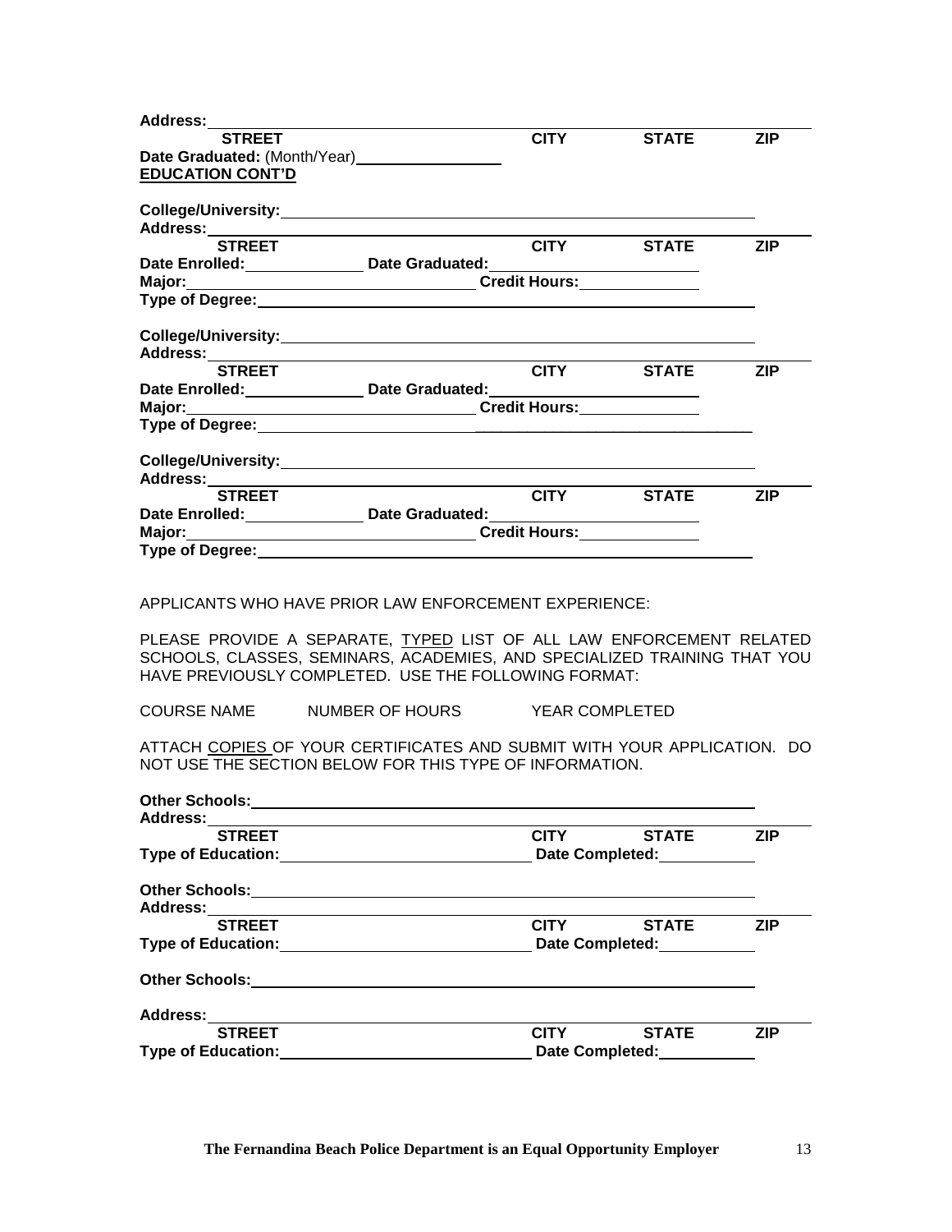**Address:** ________________________________________________

**STREET** **CITY** **STATE** **ZIP**

**Date Graduated:** (Month/Year)________________

**<u>EDUCATION CONT'D</u>**

**College/University:** ________________________________________________

**Address:** ________________________________________________

**STREET** **CITY** **STATE** **ZIP**

**Date Enrolled:** ______________ **Date Graduated:** ______________________

**Major:** ________________________________ **Credit Hours:** ______________

**Type of Degree:** ________________________________________________

**College/University:** ________________________________________________

**Address:** ________________________________________________

**STREET** **CITY** **STATE** **ZIP**

**Date Enrolled:** ______________ **Date Graduated:** ______________________

**Major:** ________________________________ **Credit Hours:** ______________

**Type of Degree:** ________________________________________________

**College/University:** ________________________________________________

**Address:** ________________________________________________

**STREET** **CITY** **STATE** **ZIP**

**Date Enrolled:** ______________ **Date Graduated:** ______________________

**Major:** ________________________________ **Credit Hours:** ______________

**Type of Degree:** ________________________________________________

APPLICANTS WHO HAVE PRIOR LAW ENFORCEMENT EXPERIENCE:

PLEASE PROVIDE A SEPARATE, <u>TYPED</u> LIST OF ALL LAW ENFORCEMENT RELATED SCHOOLS, CLASSES, SEMINARS, ACADEMIES, AND SPECIALIZED TRAINING THAT YOU HAVE PREVIOUSLY COMPLETED. USE THE FOLLOWING FORMAT:

COURSE NAME NUMBER OF HOURS YEAR COMPLETED

ATTACH <u>COPIES</u> OF YOUR CERTIFICATES AND SUBMIT WITH YOUR APPLICATION. DO NOT USE THE SECTION BELOW FOR THIS TYPE OF INFORMATION.

**Other Schools:** ________________________________________________

**Address:** ________________________________________________

**STREET** **CITY** **STATE** **ZIP**

**Type of Education:** ____________________________ **Date Completed:** ___________

**Other Schools:** ________________________________________________

**Address:** ________________________________________________

**STREET** **CITY** **STATE** **ZIP**

**Type of Education:** ____________________________ **Date Completed:** ___________

**Other Schools:** ________________________________________________

**Address:** ________________________________________________

**STREET** **CITY** **STATE** **ZIP**

**Type of Education:** ____________________________ **Date Completed:** ___________

**The Fernandina Beach Police Department is an Equal Opportunity Employer**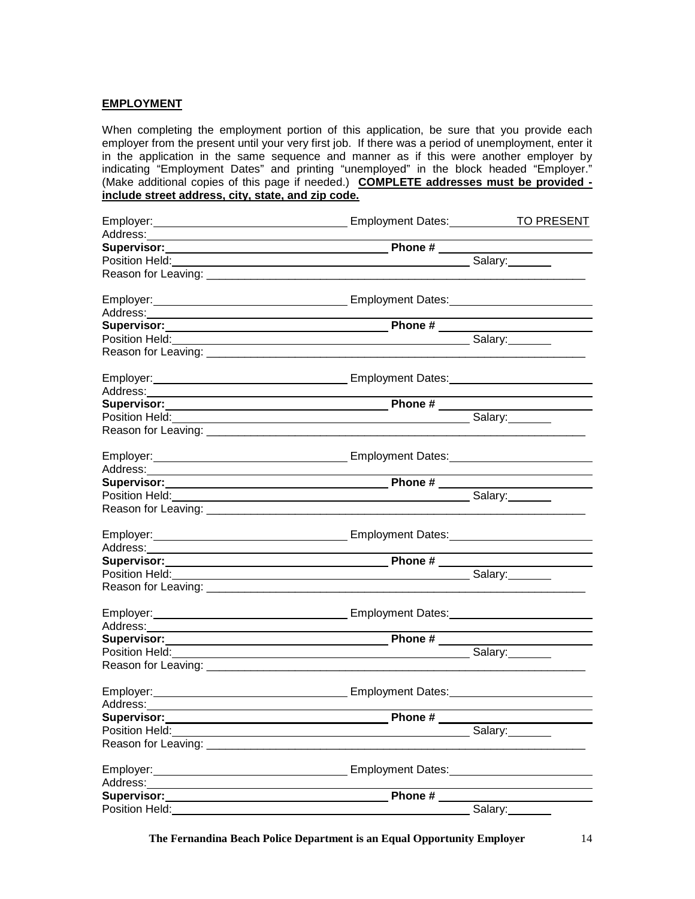**EMPLOYMENT**

When completing the employment portion of this application, be sure that you provide each employer from the present until your very first job. If there was a period of unemployment, enter it in the application in the same sequence and manner as if this were another employer by indicating "Employment Dates" and printing "unemployed" in the block headed "Employer." (Make additional copies of this page if needed.) **COMPLETE addresses must be provided - include street address, city, state, and zip code.**

Employer:______________________________ Employment Dates:__________ TO PRESENT
Address:________________________________________________________________
**Supervisor:**___________________________________ **Phone #** ______________________
Position Held:__________________________________________________ Salary:_______
Reason for Leaving: ______________________________________________________________

Employer:______________________________ Employment Dates:______________________
Address:________________________________________________________________
**Supervisor:**___________________________________ **Phone #** ______________________
Position Held:__________________________________________________ Salary:_______
Reason for Leaving: ______________________________________________________________

Employer:______________________________ Employment Dates:______________________
Address:________________________________________________________________
**Supervisor:**___________________________________ **Phone #** ______________________
Position Held:__________________________________________________ Salary:_______
Reason for Leaving: ______________________________________________________________

Employer:______________________________ Employment Dates:______________________
Address:________________________________________________________________
**Supervisor:**___________________________________ **Phone #** ______________________
Position Held:__________________________________________________ Salary:_______
Reason for Leaving: ______________________________________________________________

Employer:______________________________ Employment Dates:______________________
Address:________________________________________________________________
**Supervisor:**___________________________________ **Phone #** ______________________
Position Held:__________________________________________________ Salary:_______
Reason for Leaving: ______________________________________________________________

Employer:______________________________ Employment Dates:______________________
Address:________________________________________________________________
**Supervisor:**___________________________________ **Phone #** ______________________
Position Held:__________________________________________________ Salary:_______
Reason for Leaving: ______________________________________________________________

Employer:______________________________ Employment Dates:______________________
Address:________________________________________________________________
**Supervisor:**___________________________________ **Phone #** ______________________
Position Held:__________________________________________________ Salary:_______
Reason for Leaving: ______________________________________________________________

Employer:______________________________ Employment Dates:______________________
Address:________________________________________________________________
**Supervisor:**___________________________________ **Phone #** ______________________
Position Held:__________________________________________________ Salary:_______

**The Fernandina Beach Police Department is an Equal Opportunity Employer**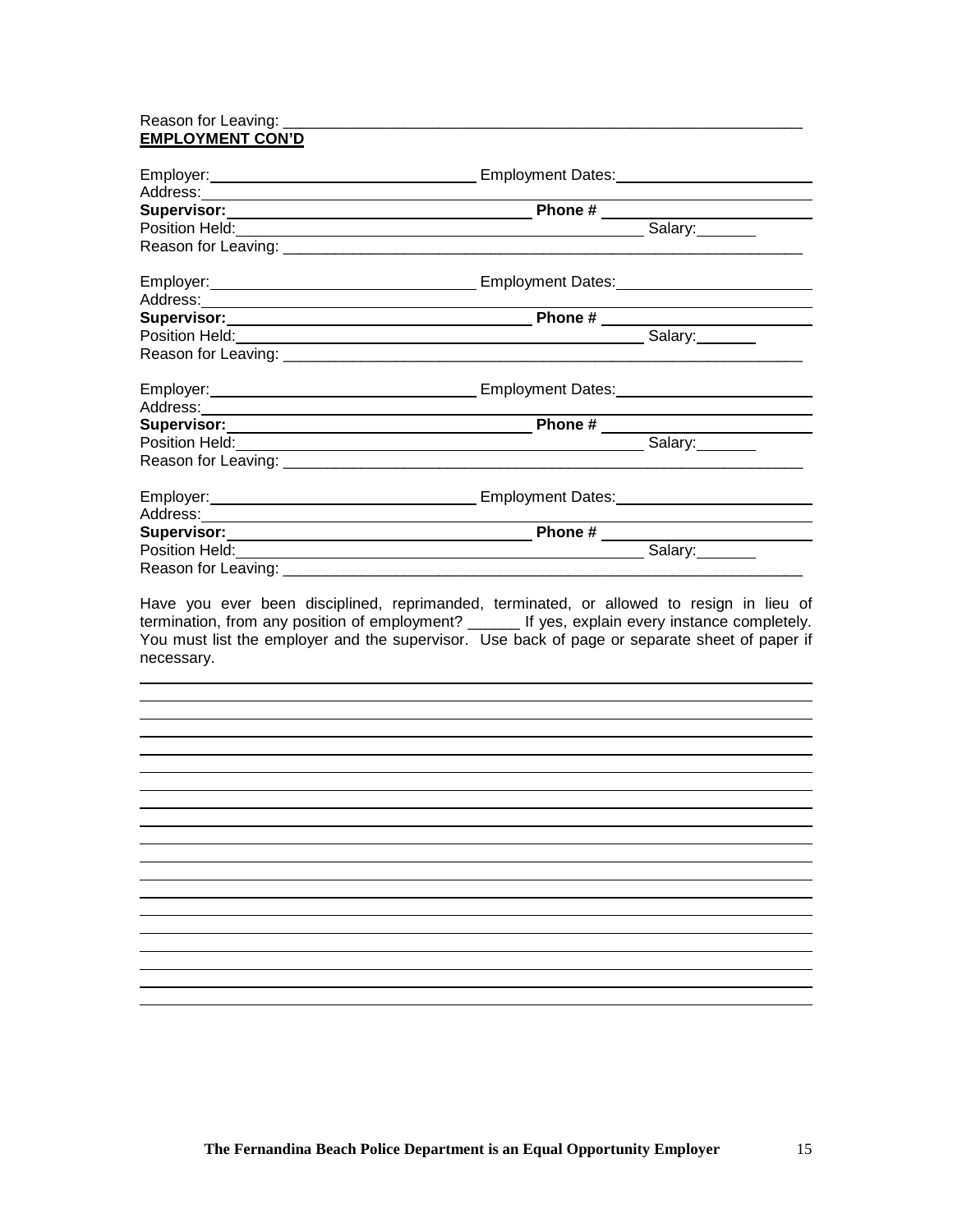Reason for Leaving: ______________________________________________________________

**EMPLOYMENT CON'D**

Employer: ______________________________ Employment Dates: ______________________

Address: ______________________________________________________________________

**Supervisor:** ______________________________ **Phone #** ______________________

Position Held: ______________________________________________ Salary: _______

Reason for Leaving: ______________________________________________________________

Employer: ______________________________ Employment Dates: ______________________

Address: ______________________________________________________________________

**Supervisor:** ______________________________ **Phone #** ______________________

Position Held: ______________________________________________ Salary: _______

Reason for Leaving: ______________________________________________________________

Employer: ______________________________ Employment Dates: ______________________

Address: ______________________________________________________________________

**Supervisor:** ______________________________ **Phone #** ______________________

Position Held: ______________________________________________ Salary: _______

Reason for Leaving: ______________________________________________________________

Employer: ______________________________ Employment Dates: ______________________

Address: ______________________________________________________________________

**Supervisor:** ______________________________ **Phone #** ______________________

Position Held: ______________________________________________ Salary: _______

Reason for Leaving: ______________________________________________________________

Have you ever been disciplined, reprimanded, terminated, or allowed to resign in lieu of termination, from any position of employment? ______ If yes, explain every instance completely. You must list the employer and the supervisor. Use back of page or separate sheet of paper if necessary.

______________________________________________________________________________

______________________________________________________________________________

______________________________________________________________________________

______________________________________________________________________________

______________________________________________________________________________

______________________________________________________________________________

______________________________________________________________________________

______________________________________________________________________________

______________________________________________________________________________

______________________________________________________________________________

______________________________________________________________________________

______________________________________________________________________________

______________________________________________________________________________

______________________________________________________________________________

______________________________________________________________________________

______________________________________________________________________________

______________________________________________________________________________

______________________________________________________________________________

**The Fernandina Beach Police Department is an Equal Opportunity Employer**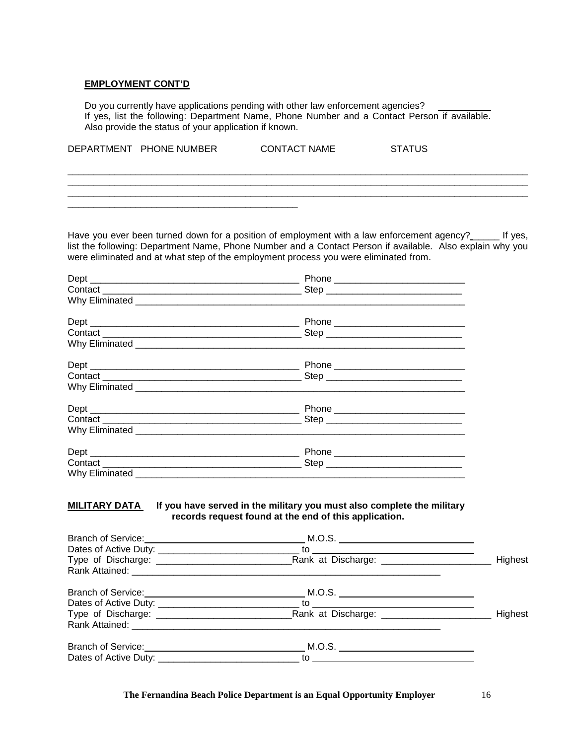**EMPLOYMENT CONT'D**

Do you currently have applications pending with other law enforcement agencies? __________
If yes, list the following: Department Name, Phone Number and a Contact Person if available. Also provide the status of your application if known.

DEPARTMENT PHONE NUMBER CONTACT NAME STATUS

______________________________________________________________________________________
______________________________________________________________________________________
______________________________________________________________________________________
__________________________________________

Have you ever been turned down for a position of employment with a law enforcement agency? _____ If yes, list the following: Department Name, Phone Number and a Contact Person if available. Also explain why you were eliminated and at what step of the employment process you were eliminated from.

Dept ________________________________________ Phone _________________________
Contact ______________________________________ Step __________________________
Why Eliminated _________________________________________________________________

Dept ________________________________________ Phone _________________________
Contact ______________________________________ Step __________________________
Why Eliminated _________________________________________________________________

Dept ________________________________________ Phone _________________________
Contact ______________________________________ Step __________________________
Why Eliminated _________________________________________________________________

Dept ________________________________________ Phone _________________________
Contact ______________________________________ Step __________________________
Why Eliminated _________________________________________________________________

Dept ________________________________________ Phone _________________________
Contact ______________________________________ Step __________________________
Why Eliminated _________________________________________________________________

**MILITARY DATA** **If you have served in the military you must also complete the military records request found at the end of this application.**

Branch of Service: ______________________________ M.O.S. __________________________
Dates of Active Duty: ___________________________ to ______________________________
Type of Discharge: _________________________ Rank at Discharge: _____________________ Highest Rank Attained: ________________________________________________________________

Branch of Service: ______________________________ M.O.S. __________________________
Dates of Active Duty: ___________________________ to ______________________________
Type of Discharge: _________________________ Rank at Discharge: _____________________ Highest Rank Attained: ________________________________________________________________

Branch of Service: ______________________________ M.O.S. __________________________
Dates of Active Duty: ___________________________ to ______________________________

**The Fernandina Beach Police Department is an Equal Opportunity Employer**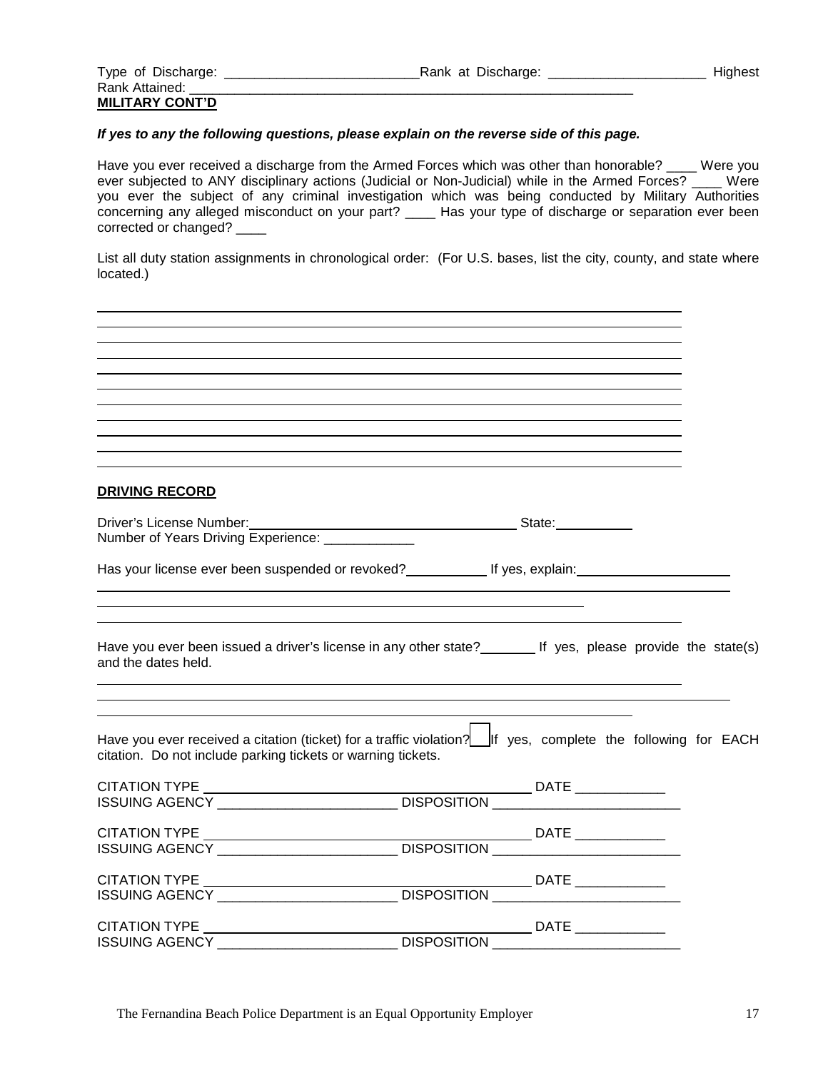Type of Discharge: _________________________Rank at Discharge: _____________________ Highest Rank Attained: ______________________________________________________________

**MILITARY CONT'D**

***If yes to any the following questions, please explain on the reverse side of this page.***

Have you ever received a discharge from the Armed Forces which was other than honorable? ____ Were you ever subjected to ANY disciplinary actions (Judicial or Non-Judicial) while in the Armed Forces? ____ Were you ever the subject of any criminal investigation which was being conducted by Military Authorities concerning any alleged misconduct on your part? ____ Has your type of discharge or separation ever been corrected or changed? ____

List all duty station assignments in chronological order: (For U.S. bases, list the city, county, and state where located.)

______________________________________________________________________________

______________________________________________________________________________

______________________________________________________________________________

______________________________________________________________________________

______________________________________________________________________________

______________________________________________________________________________

______________________________________________________________________________

______________________________________________________________________________

______________________________________________________________________________

______________________________________________________________________________

______________________________________________________________________________

**DRIVING RECORD**

Driver's License Number:___________________________________ State:__________
Number of Years Driving Experience: ____________

Has your license ever been suspended or revoked?__________ If yes, explain:____________________

______________________________________________________________________________

______________________________________________________________________________

______________________________________________________________________________

Have you ever been issued a driver's license in any other state?_______ If yes, please provide the state(s) and the dates held.

______________________________________________________________________________

______________________________________________________________________________

______________________________________________________________________________

Have you ever received a citation (ticket) for a traffic violation?☐ If yes, complete the following for EACH citation. Do not include parking tickets or warning tickets.

CITATION TYPE ________________________________________ DATE ___________
ISSUING AGENCY _______________________ DISPOSITION ________________________

CITATION TYPE ________________________________________ DATE ___________
ISSUING AGENCY _______________________ DISPOSITION ________________________

CITATION TYPE ________________________________________ DATE ___________
ISSUING AGENCY _______________________ DISPOSITION ________________________

CITATION TYPE ________________________________________ DATE ___________
ISSUING AGENCY _______________________ DISPOSITION ________________________

The Fernandina Beach Police Department is an Equal Opportunity Employer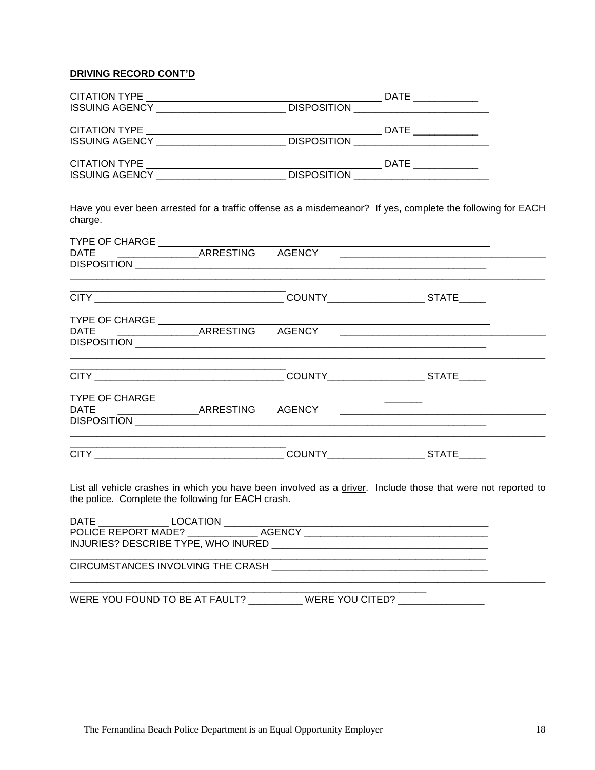**DRIVING RECORD CONT'D**

CITATION TYPE ____________________________________________ DATE ____________
ISSUING AGENCY ________________________ DISPOSITION _________________________

CITATION TYPE ____________________________________________ DATE ____________
ISSUING AGENCY ________________________ DISPOSITION _________________________

CITATION TYPE ____________________________________________ DATE ____________
ISSUING AGENCY ________________________ DISPOSITION _________________________

Have you ever been arrested for a traffic offense as a misdemeanor? If yes, complete the following for EACH charge.

TYPE OF CHARGE ______________________________________________________________
DATE _______________ARRESTING AGENCY _____________________________________
DISPOSITION _________________________________________________________________
_____________________________________________________________________________
_________________________________________
CITY ___________________________________ COUNTY__________________ STATE_____

TYPE OF CHARGE ______________________________________________________________
DATE _______________ARRESTING AGENCY _____________________________________
DISPOSITION _________________________________________________________________
_____________________________________________________________________________
_________________________________________
CITY ___________________________________ COUNTY__________________ STATE_____

TYPE OF CHARGE ______________________________________________________________
DATE _______________ARRESTING AGENCY _____________________________________
DISPOSITION _________________________________________________________________
_____________________________________________________________________________
_________________________________________
CITY ___________________________________ COUNTY__________________ STATE_____

List all vehicle crashes in which you have been involved as a driver. Include those that were not reported to the police. Complete the following for EACH crash.

DATE ______________ LOCATION ___________________________________________________
POLICE REPORT MADE? _____________ AGENCY __________________________________
INJURIES? DESCRIBE TYPE, WHO INURED ______________________________________
_____________________________________________________________________________
CIRCUMSTANCES INVOLVING THE CRASH _______________________________________
_____________________________________________________________________________
_________________________________________________________________________
WERE YOU FOUND TO BE AT FAULT? __________ WERE YOU CITED? ________________

The Fernandina Beach Police Department is an Equal Opportunity Employer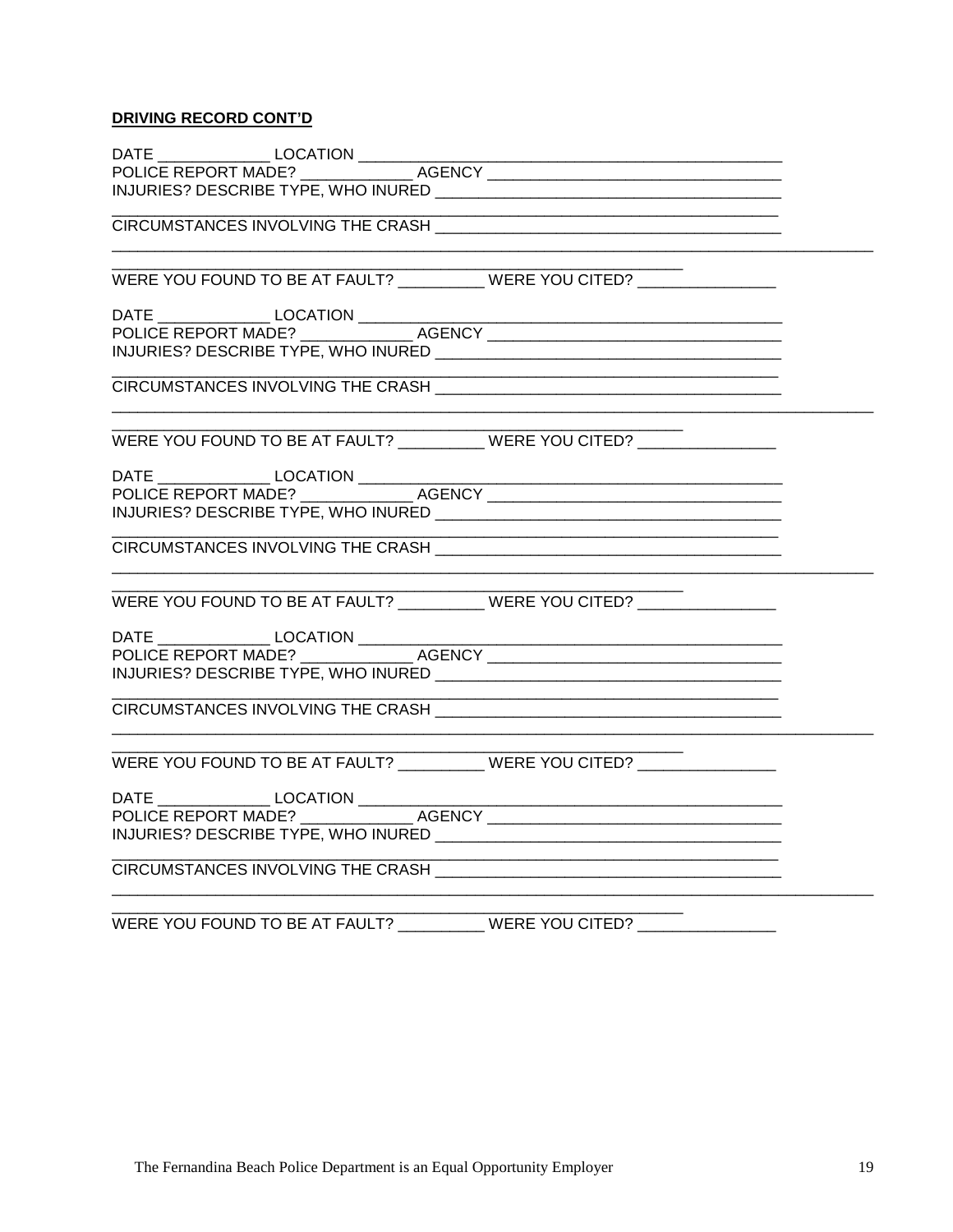**DRIVING RECORD CONT'D**

DATE _____________ LOCATION _______________________________________________
POLICE REPORT MADE? _____________ AGENCY _________________________________
INJURIES? DESCRIBE TYPE, WHO INURED ______________________________________
_____________________________________________________________________________
CIRCUMSTANCES INVOLVING THE CRASH _______________________________________
_____________________________________________________________________________
_____________________________________________________________________________
WERE YOU FOUND TO BE AT FAULT? __________ WERE YOU CITED? _______________

DATE _____________ LOCATION _______________________________________________
POLICE REPORT MADE? _____________ AGENCY _________________________________
INJURIES? DESCRIBE TYPE, WHO INURED ______________________________________
_____________________________________________________________________________
CIRCUMSTANCES INVOLVING THE CRASH _______________________________________
_____________________________________________________________________________
_____________________________________________________________________________
WERE YOU FOUND TO BE AT FAULT? __________ WERE YOU CITED? _______________

DATE _____________ LOCATION _______________________________________________
POLICE REPORT MADE? _____________ AGENCY _________________________________
INJURIES? DESCRIBE TYPE, WHO INURED ______________________________________
_____________________________________________________________________________
CIRCUMSTANCES INVOLVING THE CRASH _______________________________________
_____________________________________________________________________________
_____________________________________________________________________________
WERE YOU FOUND TO BE AT FAULT? __________ WERE YOU CITED? _______________

DATE _____________ LOCATION _______________________________________________
POLICE REPORT MADE? _____________ AGENCY _________________________________
INJURIES? DESCRIBE TYPE, WHO INURED ______________________________________
_____________________________________________________________________________
CIRCUMSTANCES INVOLVING THE CRASH _______________________________________
_____________________________________________________________________________
_____________________________________________________________________________
WERE YOU FOUND TO BE AT FAULT? __________ WERE YOU CITED? _______________

DATE _____________ LOCATION _______________________________________________
POLICE REPORT MADE? _____________ AGENCY _________________________________
INJURIES? DESCRIBE TYPE, WHO INURED ______________________________________
_____________________________________________________________________________
CIRCUMSTANCES INVOLVING THE CRASH _______________________________________
_____________________________________________________________________________
_____________________________________________________________________________
WERE YOU FOUND TO BE AT FAULT? __________ WERE YOU CITED? _______________

The Fernandina Beach Police Department is an Equal Opportunity Employer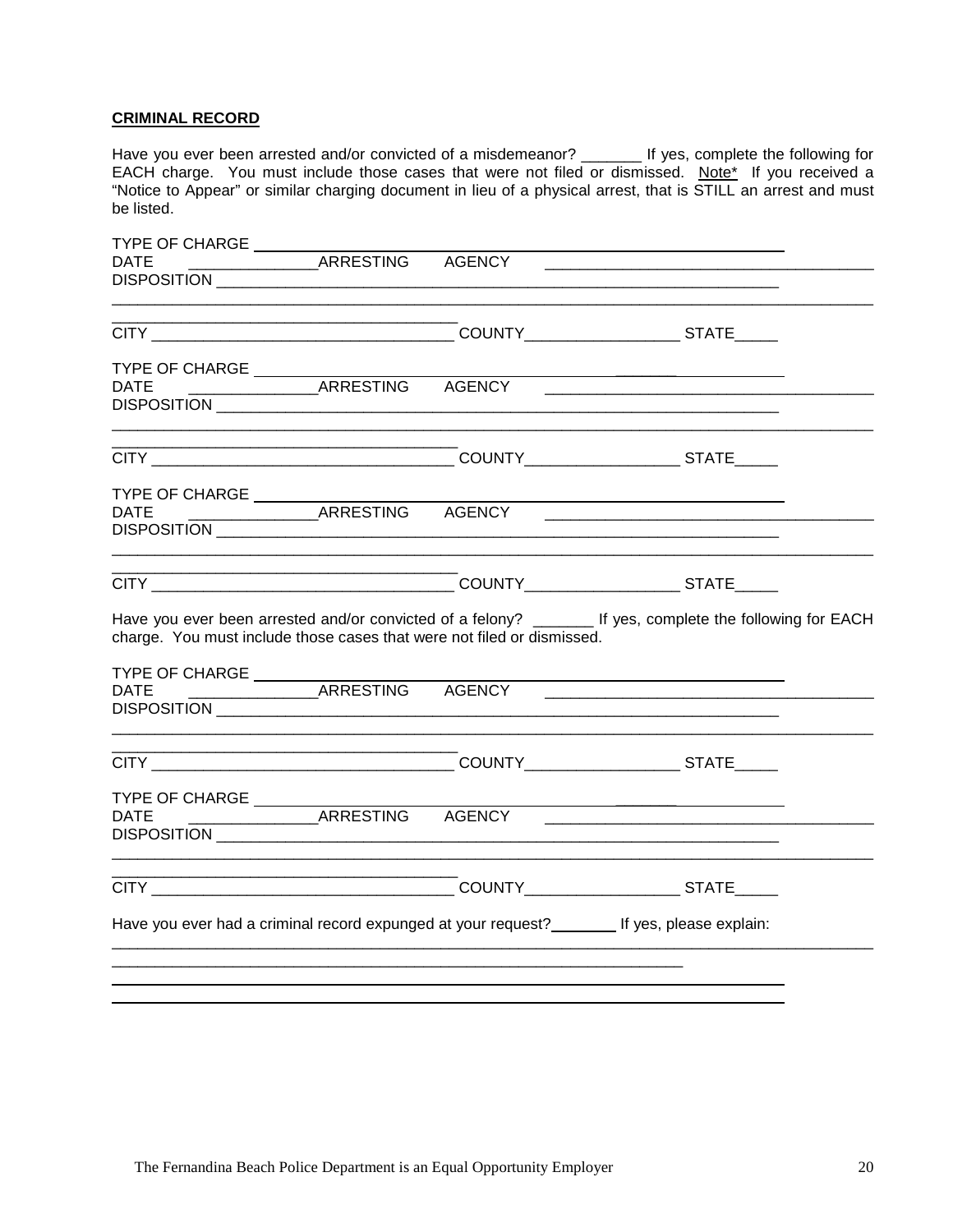**CRIMINAL RECORD**

Have you ever been arrested and/or convicted of a misdemeanor? _______ If yes, complete the following for EACH charge. You must include those cases that were not filed or dismissed. Note* If you received a "Notice to Appear" or similar charging document in lieu of a physical arrest, that is STILL an arrest and must be listed.

TYPE OF CHARGE ____________________________________________

DATE ______________ ARRESTING AGENCY ____________________________________

DISPOSITION ______________________________________________________________

____________________________________________________________________________

CITY _______________________________ COUNTY_________________ STATE_____

TYPE OF CHARGE ____________________________________________

DATE ______________ ARRESTING AGENCY ____________________________________

DISPOSITION ______________________________________________________________

____________________________________________________________________________

CITY _______________________________ COUNTY_________________ STATE_____

TYPE OF CHARGE ____________________________________________

DATE ______________ ARRESTING AGENCY ____________________________________

DISPOSITION ______________________________________________________________

____________________________________________________________________________

CITY _______________________________ COUNTY_________________ STATE_____

Have you ever been arrested and/or convicted of a felony? _______ If yes, complete the following for EACH charge. You must include those cases that were not filed or dismissed.

TYPE OF CHARGE ____________________________________________

DATE ______________ ARRESTING AGENCY ____________________________________

DISPOSITION ______________________________________________________________

____________________________________________________________________________

CITY _______________________________ COUNTY_________________ STATE_____

TYPE OF CHARGE ____________________________________________

DATE ______________ ARRESTING AGENCY ____________________________________

DISPOSITION ______________________________________________________________

____________________________________________________________________________

CITY _______________________________ COUNTY_________________ STATE_____

Have you ever had a criminal record expunged at your request?________ If yes, please explain:

____________________________________________________________________________

____________________________________________________________________________

____________________________________________________________________________

____________________________________________________________________________

The Fernandina Beach Police Department is an Equal Opportunity Employer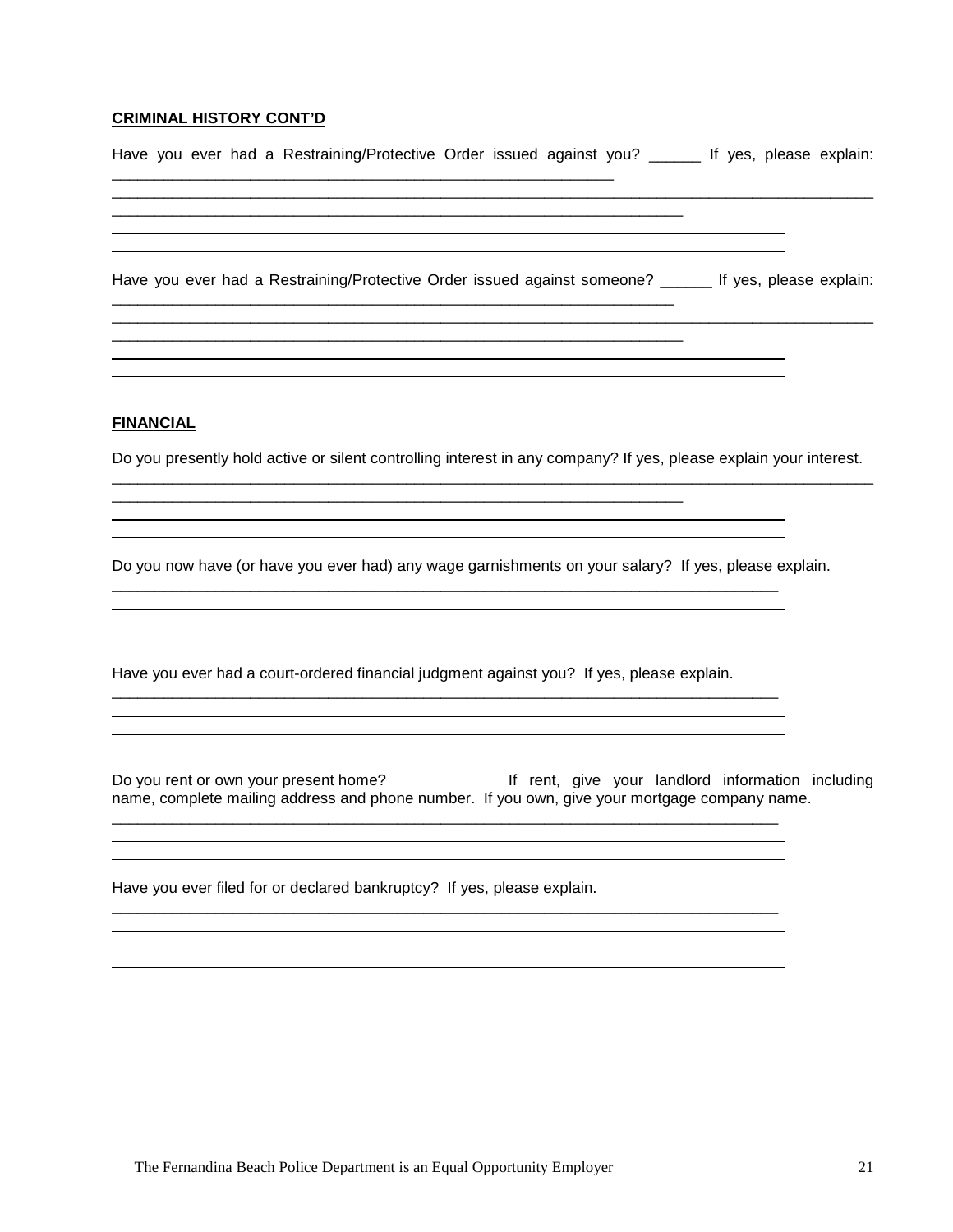**CRIMINAL HISTORY CONT'D**

Have you ever had a Restraining/Protective Order issued against you? ______ If yes, please explain: ____________________________________________________________

_____________________________________________________________________________________________

_____________________________________________________________________

_____________________________________________________________________

_____________________________________________________________________

Have you ever had a Restraining/Protective Order issued against someone? ______ If yes, please explain: ____________________________________________________________________

_____________________________________________________________________________________________

_____________________________________________________________________

_____________________________________________________________________

_____________________________________________________________________

**FINANCIAL**

Do you presently hold active or silent controlling interest in any company? If yes, please explain your interest.

_____________________________________________________________________________________________

_____________________________________________________________________

_____________________________________________________________________

_____________________________________________________________________

Do you now have (or have you ever had) any wage garnishments on your salary? If yes, please explain.

_____________________________________________________________________

_____________________________________________________________________

_____________________________________________________________________

Have you ever had a court-ordered financial judgment against you? If yes, please explain.

_____________________________________________________________________

_____________________________________________________________________

_____________________________________________________________________

Do you rent or own your present home? ______________ If rent, give your landlord information including name, complete mailing address and phone number. If you own, give your mortgage company name.

_____________________________________________________________________

_____________________________________________________________________

_____________________________________________________________________

Have you ever filed for or declared bankruptcy? If yes, please explain.

_____________________________________________________________________

_____________________________________________________________________

_____________________________________________________________________

_____________________________________________________________________

The Fernandina Beach Police Department is an Equal Opportunity Employer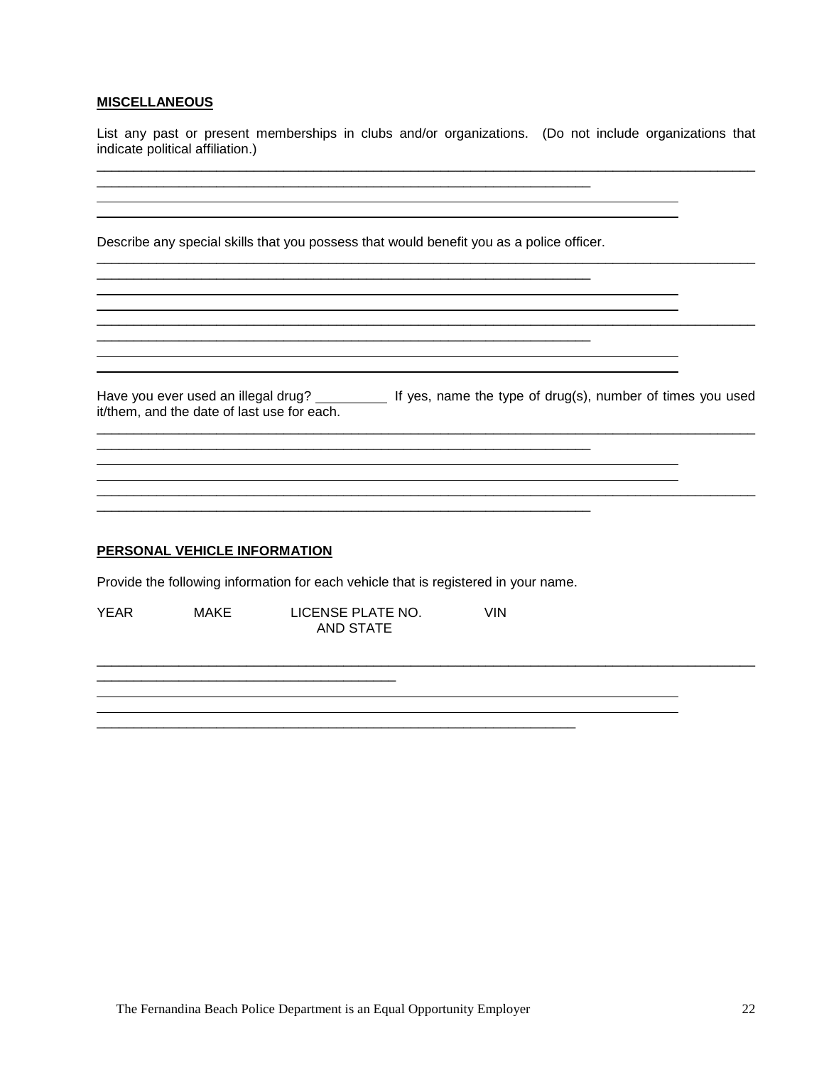**MISCELLANEOUS**

List any past or present memberships in clubs and/or organizations. (Do not include organizations that indicate political affiliation.)

______________________________________________________________________________________
_________________________________________________________________
____________________________________________________________________________
____________________________________________________________________________

Describe any special skills that you possess that would benefit you as a police officer.

______________________________________________________________________________________
_________________________________________________________________
____________________________________________________________________________
____________________________________________________________________________
______________________________________________________________________________________
_________________________________________________________________
____________________________________________________________________________
____________________________________________________________________________

Have you ever used an illegal drug? __________ If yes, name the type of drug(s), number of times you used it/them, and the date of last use for each.

______________________________________________________________________________________
_________________________________________________________________
____________________________________________________________________________
____________________________________________________________________________
______________________________________________________________________________________
_________________________________________________________________

**PERSONAL VEHICLE INFORMATION**

Provide the following information for each vehicle that is registered in your name.

| YEAR | MAKE | LICENSE PLATE NO. AND STATE | VIN |
| --- | --- | --- | --- |
| | | | |

______________________________________________________________________________________
_______________________________________
____________________________________________________________________________
____________________________________________________________________________
_______________________________________________________________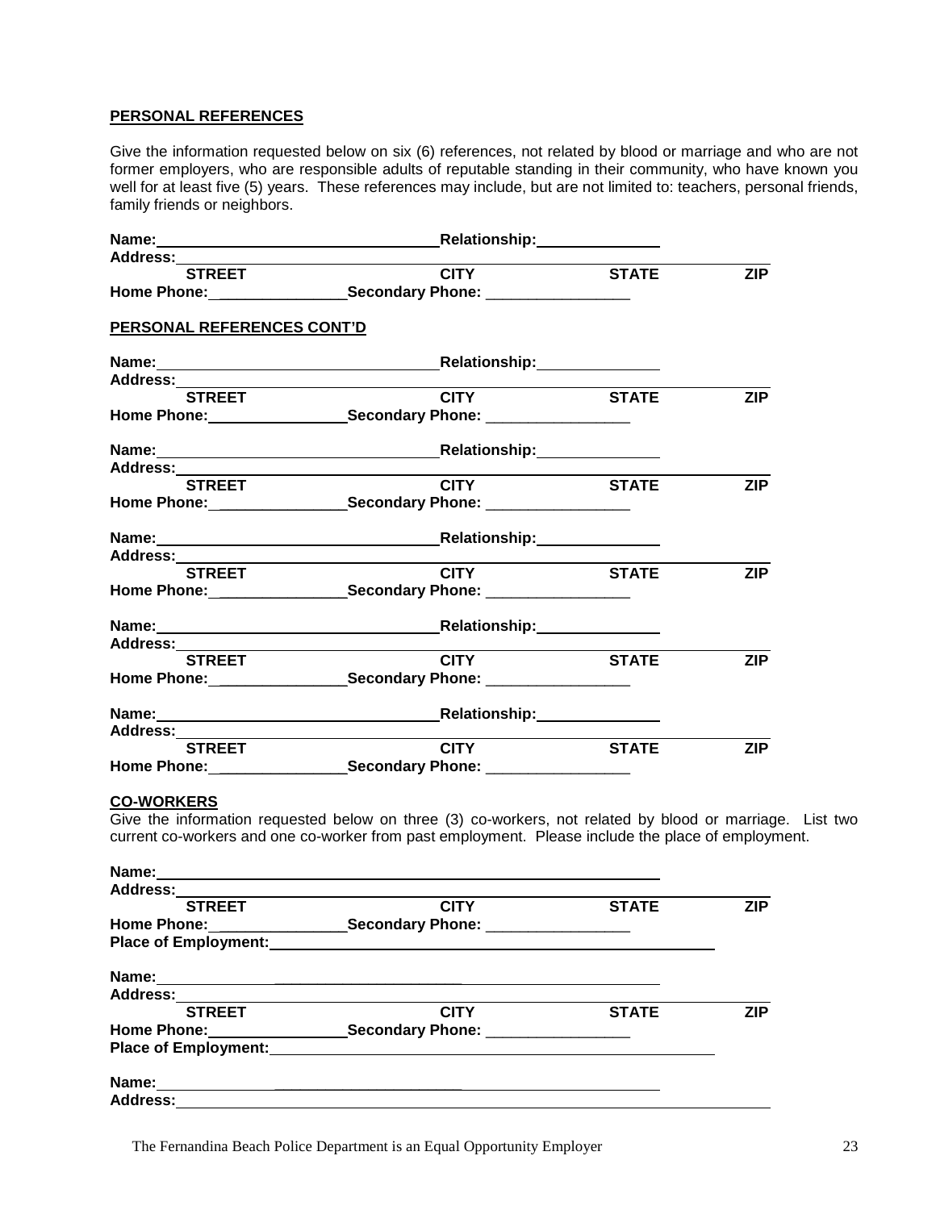**PERSONAL REFERENCES**

Give the information requested below on six (6) references, not related by blood or marriage and who are not former employers, who are responsible adults of reputable standing in their community, who have known you well for at least five (5) years. These references may include, but are not limited to: teachers, personal friends, family friends or neighbors.

**Name:**\_\_\_\_\_\_\_\_\_\_\_\_\_\_\_\_\_\_\_\_\_\_\_\_\_\_\_\_\_\_\_\_**Relationship:**\_\_\_\_\_\_\_\_\_\_\_\_\_\_
**Address:**\_\_\_\_\_\_\_\_\_\_\_\_\_\_\_\_\_\_\_\_\_\_\_\_\_\_\_\_\_\_\_\_\_\_\_\_\_\_\_\_\_\_\_\_\_\_\_\_\_\_\_\_\_\_\_\_\_\_\_\_
**STREET** **CITY** **STATE** **ZIP**
**Home Phone:**\_\_\_\_\_\_\_\_\_\_\_\_\_\_\_\_**Secondary Phone:** \_\_\_\_\_\_\_\_\_\_\_\_\_\_\_\_

**PERSONAL REFERENCES CONT'D**

**Name:**\_\_\_\_\_\_\_\_\_\_\_\_\_\_\_\_\_\_\_\_\_\_\_\_\_\_\_\_\_\_\_\_**Relationship:**\_\_\_\_\_\_\_\_\_\_\_\_\_\_
**Address:**\_\_\_\_\_\_\_\_\_\_\_\_\_\_\_\_\_\_\_\_\_\_\_\_\_\_\_\_\_\_\_\_\_\_\_\_\_\_\_\_\_\_\_\_\_\_\_\_\_\_\_\_\_\_\_\_\_\_\_\_
**STREET** **CITY** **STATE** **ZIP**
**Home Phone:**\_\_\_\_\_\_\_\_\_\_\_\_\_\_\_\_**Secondary Phone:** \_\_\_\_\_\_\_\_\_\_\_\_\_\_\_\_

**Name:**\_\_\_\_\_\_\_\_\_\_\_\_\_\_\_\_\_\_\_\_\_\_\_\_\_\_\_\_\_\_\_\_**Relationship:**\_\_\_\_\_\_\_\_\_\_\_\_\_\_
**Address:**\_\_\_\_\_\_\_\_\_\_\_\_\_\_\_\_\_\_\_\_\_\_\_\_\_\_\_\_\_\_\_\_\_\_\_\_\_\_\_\_\_\_\_\_\_\_\_\_\_\_\_\_\_\_\_\_\_\_\_\_
**STREET** **CITY** **STATE** **ZIP**
**Home Phone:**\_\_\_\_\_\_\_\_\_\_\_\_\_\_\_\_**Secondary Phone:** \_\_\_\_\_\_\_\_\_\_\_\_\_\_\_\_

**Name:**\_\_\_\_\_\_\_\_\_\_\_\_\_\_\_\_\_\_\_\_\_\_\_\_\_\_\_\_\_\_\_\_**Relationship:**\_\_\_\_\_\_\_\_\_\_\_\_\_\_
**Address:**\_\_\_\_\_\_\_\_\_\_\_\_\_\_\_\_\_\_\_\_\_\_\_\_\_\_\_\_\_\_\_\_\_\_\_\_\_\_\_\_\_\_\_\_\_\_\_\_\_\_\_\_\_\_\_\_\_\_\_\_
**STREET** **CITY** **STATE** **ZIP**
**Home Phone:**\_\_\_\_\_\_\_\_\_\_\_\_\_\_\_\_**Secondary Phone:** \_\_\_\_\_\_\_\_\_\_\_\_\_\_\_\_

**Name:**\_\_\_\_\_\_\_\_\_\_\_\_\_\_\_\_\_\_\_\_\_\_\_\_\_\_\_\_\_\_\_\_**Relationship:**\_\_\_\_\_\_\_\_\_\_\_\_\_\_
**Address:**\_\_\_\_\_\_\_\_\_\_\_\_\_\_\_\_\_\_\_\_\_\_\_\_\_\_\_\_\_\_\_\_\_\_\_\_\_\_\_\_\_\_\_\_\_\_\_\_\_\_\_\_\_\_\_\_\_\_\_\_
**STREET** **CITY** **STATE** **ZIP**
**Home Phone:**\_\_\_\_\_\_\_\_\_\_\_\_\_\_\_\_**Secondary Phone:** \_\_\_\_\_\_\_\_\_\_\_\_\_\_\_\_

**Name:**\_\_\_\_\_\_\_\_\_\_\_\_\_\_\_\_\_\_\_\_\_\_\_\_\_\_\_\_\_\_\_\_**Relationship:**\_\_\_\_\_\_\_\_\_\_\_\_\_\_
**Address:**\_\_\_\_\_\_\_\_\_\_\_\_\_\_\_\_\_\_\_\_\_\_\_\_\_\_\_\_\_\_\_\_\_\_\_\_\_\_\_\_\_\_\_\_\_\_\_\_\_\_\_\_\_\_\_\_\_\_\_\_
**STREET** **CITY** **STATE** **ZIP**
**Home Phone:**\_\_\_\_\_\_\_\_\_\_\_\_\_\_\_\_**Secondary Phone:** \_\_\_\_\_\_\_\_\_\_\_\_\_\_\_\_

**CO-WORKERS**

Give the information requested below on three (3) co-workers, not related by blood or marriage. List two current co-workers and one co-worker from past employment. Please include the place of employment.

**Name:**\_\_\_\_\_\_\_\_\_\_\_\_\_\_\_\_\_\_\_\_\_\_\_\_\_\_\_\_\_\_\_\_\_\_\_\_\_\_\_\_\_\_\_\_\_\_\_\_\_\_\_\_\_\_
**Address:**\_\_\_\_\_\_\_\_\_\_\_\_\_\_\_\_\_\_\_\_\_\_\_\_\_\_\_\_\_\_\_\_\_\_\_\_\_\_\_\_\_\_\_\_\_\_\_\_\_\_\_\_\_\_\_\_\_\_\_\_
**STREET** **CITY** **STATE** **ZIP**
**Home Phone:**\_\_\_\_\_\_\_\_\_\_\_\_\_\_\_\_**Secondary Phone:** \_\_\_\_\_\_\_\_\_\_\_\_\_\_\_\_
**Place of Employment:**\_\_\_\_\_\_\_\_\_\_\_\_\_\_\_\_\_\_\_\_\_\_\_\_\_\_\_\_\_\_\_\_\_\_\_\_\_\_\_\_\_\_\_\_\_\_\_\_

**Name:**\_\_\_\_\_\_\_\_\_\_\_\_\_\_\_\_\_\_\_\_\_\_\_\_\_\_\_\_\_\_\_\_\_\_\_\_\_\_\_\_\_\_\_\_\_\_\_\_\_\_\_\_\_\_
**Address:**\_\_\_\_\_\_\_\_\_\_\_\_\_\_\_\_\_\_\_\_\_\_\_\_\_\_\_\_\_\_\_\_\_\_\_\_\_\_\_\_\_\_\_\_\_\_\_\_\_\_\_\_\_\_\_\_\_\_\_\_
**STREET** **CITY** **STATE** **ZIP**
**Home Phone:**\_\_\_\_\_\_\_\_\_\_\_\_\_\_\_\_**Secondary Phone:** \_\_\_\_\_\_\_\_\_\_\_\_\_\_\_\_
**Place of Employment:**\_\_\_\_\_\_\_\_\_\_\_\_\_\_\_\_\_\_\_\_\_\_\_\_\_\_\_\_\_\_\_\_\_\_\_\_\_\_\_\_\_\_\_\_\_\_\_\_

**Name:**\_\_\_\_\_\_\_\_\_\_\_\_\_\_\_\_\_\_\_\_\_\_\_\_\_\_\_\_\_\_\_\_\_\_\_\_\_\_\_\_\_\_\_\_\_\_\_\_\_\_\_\_\_\_
**Address:**\_\_\_\_\_\_\_\_\_\_\_\_\_\_\_\_\_\_\_\_\_\_\_\_\_\_\_\_\_\_\_\_\_\_\_\_\_\_\_\_\_\_\_\_\_\_\_\_\_\_\_\_\_\_\_\_\_\_\_\_

The Fernandina Beach Police Department is an Equal Opportunity Employer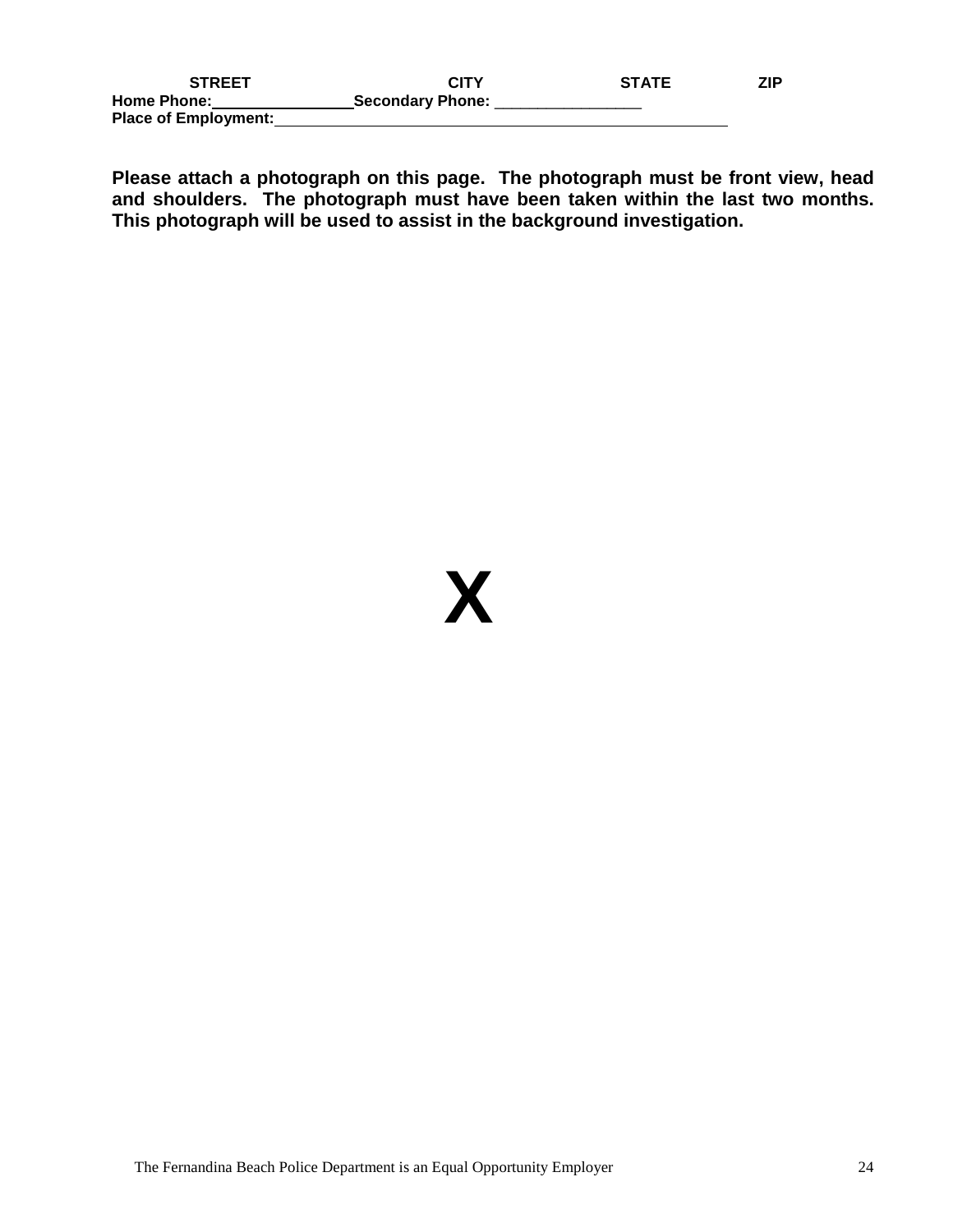| STREET | CITY | STATE | ZIP |
| --- | --- | --- | --- |

**Home Phone:**\_\_\_\_\_\_\_\_\_\_\_\_\_\_\_\_ **Secondary Phone:** \_\_\_\_\_\_\_\_\_\_\_\_\_\_\_\_\_

**Place of Employment:**\_\_\_\_\_\_\_\_\_\_\_\_\_\_\_\_\_\_\_\_\_\_\_\_\_\_\_\_\_\_\_\_\_\_\_\_\_\_\_\_\_\_\_\_\_\_\_\_\_\_\_\_

**Please attach a photograph on this page. The photograph must be front view, head and shoulders. The photograph must have been taken within the last two months. This photograph will be used to assist in the background investigation.**

**X**

The Fernandina Beach Police Department is an Equal Opportunity Employer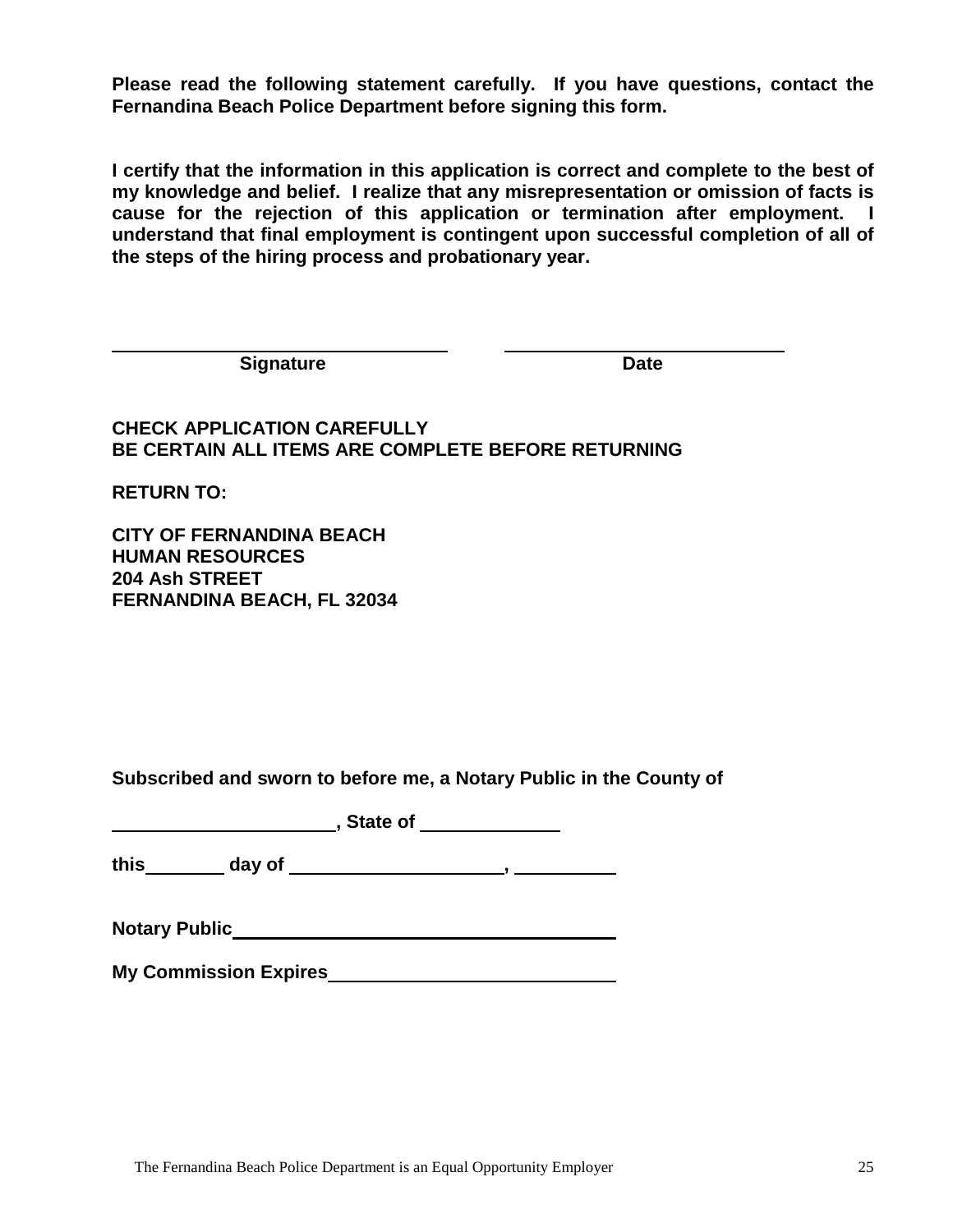**Please read the following statement carefully. If you have questions, contact the Fernandina Beach Police Department before signing this form.**

**I certify that the information in this application is correct and complete to the best of my knowledge and belief. I realize that any misrepresentation or omission of facts is cause for the rejection of this application or termination after employment. I understand that final employment is contingent upon successful completion of all of the steps of the hiring process and probationary year.**

\_\_\_\_\_\_\_\_\_\_\_\_\_\_\_\_\_\_\_\_\_\_\_\_\_\_\_\_\_\_ &nbsp;&nbsp;&nbsp;&nbsp; \_\_\_\_\_\_\_\_\_\_\_\_\_\_\_\_\_\_\_\_\_\_\_\_\_\_

**Signature** &nbsp;&nbsp;&nbsp;&nbsp;&nbsp;&nbsp;&nbsp;&nbsp;&nbsp;&nbsp;&nbsp;&nbsp;&nbsp;&nbsp;&nbsp;&nbsp;&nbsp;&nbsp;&nbsp;&nbsp;&nbsp;&nbsp;&nbsp;&nbsp; **Date**

**CHECK APPLICATION CAREFULLY**
**BE CERTAIN ALL ITEMS ARE COMPLETE BEFORE RETURNING**

**RETURN TO:**

**CITY OF FERNANDINA BEACH**
**HUMAN RESOURCES**
**204 Ash STREET**
**FERNANDINA BEACH, FL 32034**

**Subscribed and sworn to before me, a Notary Public in the County of**

**\_\_\_\_\_\_\_\_\_\_\_\_\_\_\_\_\_\_\_\_, State of \_\_\_\_\_\_\_\_\_\_\_\_**

**this\_\_\_\_\_\_\_ day of \_\_\_\_\_\_\_\_\_\_\_\_\_\_\_\_\_\_\_, \_\_\_\_\_\_\_\_\_**

**Notary Public\_\_\_\_\_\_\_\_\_\_\_\_\_\_\_\_\_\_\_\_\_\_\_\_\_\_\_\_\_\_\_\_\_\_\_**

**My Commission Expires\_\_\_\_\_\_\_\_\_\_\_\_\_\_\_\_\_\_\_\_\_\_\_\_\_\_**

The Fernandina Beach Police Department is an Equal Opportunity Employer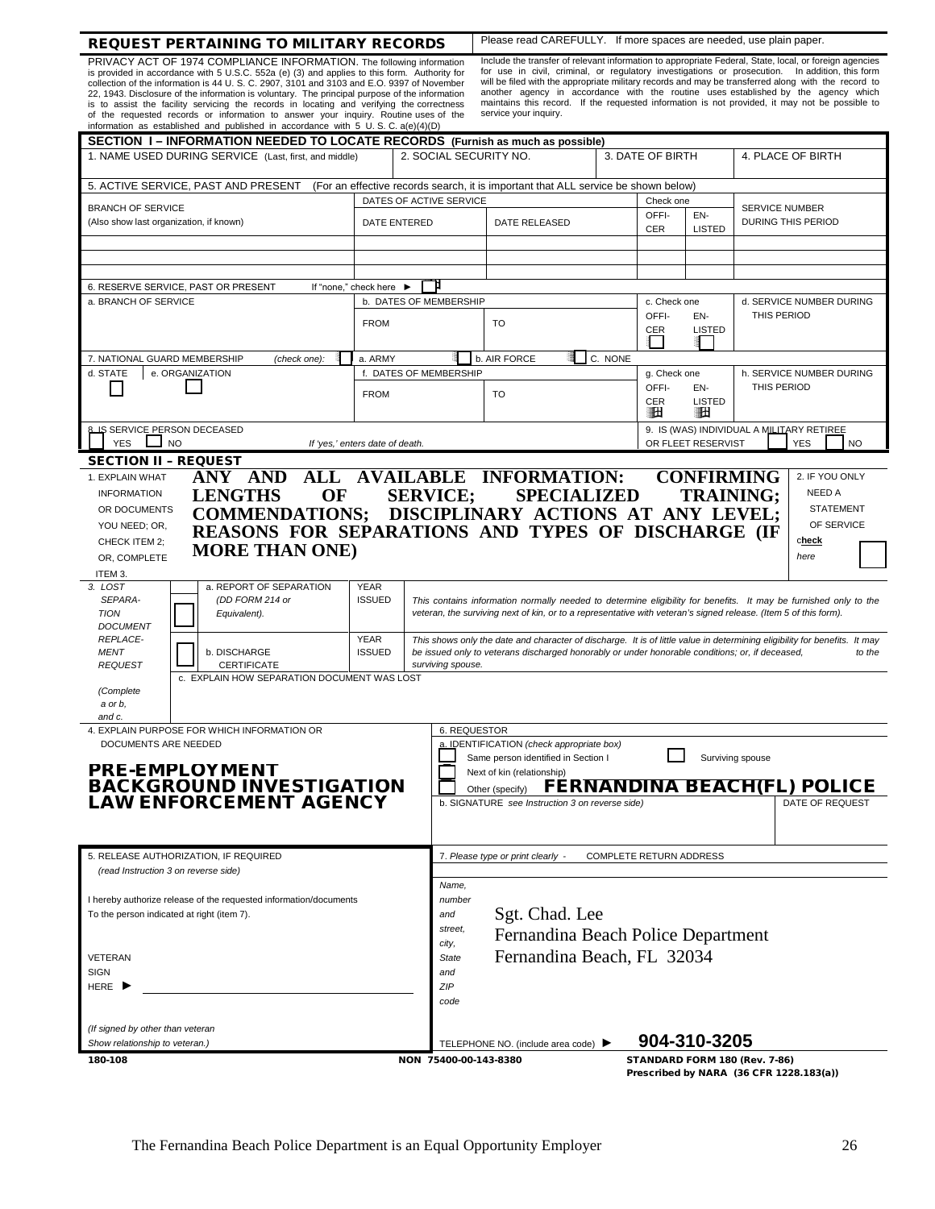## REQUEST PERTAINING TO MILITARY RECORDS

Please read CAREFULLY. If more spaces are needed, use plain paper.

PRIVACY ACT OF 1974 COMPLIANCE INFORMATION. The following information is provided in accordance with 5 U.S.C. 552a (e) (3) and applies to this form. Authority for collection of the information is 44 U. S. C. 2907, 3101 and 3103 and E.O. 9397 of November 22, 1943. Disclosure of the information is voluntary. The principal purpose of the information is to assist the facility servicing the records in locating and verifying the correctness of the requested records or information to answer your inquiry. Routine uses of the information as established and published in accordance with 5 U. S. C. a(e)(4)(D) Include the transfer of relevant information to appropriate Federal, State, local, or foreign agencies for use in civil, criminal, or regulatory investigations or prosecution. In addition, this form will be filed with the appropriate military records and may be transferred along with the record to another agency in accordance with the routine uses established by the agency which maintains this record. If the requested information is not provided, it may not be possible to service your inquiry.

### SECTION I – INFORMATION NEEDED TO LOCATE RECORDS (Furnish as much as possible)

| 1. NAME USED DURING SERVICE (Last, first, and middle) | 2. SOCIAL SECURITY NO. | 3. DATE OF BIRTH | 4. PLACE OF BIRTH |
|---|---|---|---|
| | | | |

5. ACTIVE SERVICE, PAST AND PRESENT (For an effective records search, it is important that ALL service be shown below)

| BRANCH OF SERVICE (Also show last organization, if known) | DATES OF ACTIVE SERVICE | | Check one | | SERVICE NUMBER DURING THIS PERIOD |
|---|---|---|---|---|---|
| | DATE ENTERED | DATE RELEASED | OFFICER | ENLISTED | |
| | | | | | |
| | | | | | |
| | | | | | |

6. RESERVE SERVICE, PAST OR PRESENT If "none," check here ☐

| a. BRANCH OF SERVICE | b. DATES OF MEMBERSHIP | | c. Check one | | d. SERVICE NUMBER DURING THIS PERIOD |
|---|---|---|---|---|---|
| | FROM | TO | OFFICER ☐ | ENLISTED ☐ | |

7. NATIONAL GUARD MEMBERSHIP (check one): ☐ a. ARMY ☐ b. AIR FORCE ☐ C. NONE

| d. STATE | e. ORGANIZATION | f. DATES OF MEMBERSHIP | | g. Check one | | h. SERVICE NUMBER DURING THIS PERIOD |
|---|---|---|---|---|---|---|
| ☐ | ☐ | FROM | TO | OFFICER ☐ | ENLISTED ☐ | |

8. IS SERVICE PERSON DECEASED ☐ YES ☐ NO *If 'yes,' enters date of death.*

9. IS (WAS) INDIVIDUAL A MILITARY RETIREE OR FLEET RESERVIST ☐ YES ☐ NO

### SECTION II – REQUEST

1. EXPLAIN WHAT INFORMATION OR DOCUMENTS YOU NEED; OR, CHECK ITEM 2; OR, COMPLETE ITEM 3.

**ANY AND ALL AVAILABLE INFORMATION: CONFIRMING LENGTHS OF SERVICE; SPECIALIZED TRAINING; COMMENDATIONS; DISCIPLINARY ACTIONS AT ANY LEVEL; REASONS FOR SEPARATIONS AND TYPES OF DISCHARGE (IF MORE THAN ONE)**

2. IF YOU ONLY NEED A STATEMENT OF SERVICE check here ☐

*3. LOST SEPARATION DOCUMENT REPLACEMENT REQUEST (Complete a or b, and c.)*

☐ a. REPORT OF SEPARATION *(DD FORM 214 or Equivalent).* YEAR ISSUED — *This contains information normally needed to determine eligibility for benefits. It may be furnished only to the veteran, the surviving next of kin, or to a representative with veteran's signed release. (Item 5 of this form).*

☐ b. DISCHARGE CERTIFICATE YEAR ISSUED — *This shows only the date and character of discharge. It is of little value in determining eligibility for benefits. It may be issued only to veterans discharged honorably or under honorable conditions; or, if deceased, to the surviving spouse.*

c. EXPLAIN HOW SEPARATION DOCUMENT WAS LOST

4. EXPLAIN PURPOSE FOR WHICH INFORMATION OR DOCUMENTS ARE NEEDED

**PRE-EMPLOYMENT BACKGROUND INVESTIGATION LAW ENFORCEMENT AGENCY**

6. REQUESTOR

a. IDENTIFICATION *(check appropriate box)*

☐ Same person identified in Section I ☐ Surviving spouse

☐ Next of kin (relationship)

☐ Other (specify) **FERNANDINA BEACH(FL) POLICE**

b. SIGNATURE *see Instruction 3 on reverse side)* DATE OF REQUEST

5. RELEASE AUTHORIZATION, IF REQUIRED
*(read Instruction 3 on reverse side)*

I hereby authorize release of the requested information/documents To the person indicated at right (item 7).

VETERAN SIGN HERE ▶ ______________________

*(If signed by other than veteran Show relationship to veteran.)*

7. *Please type or print clearly -* COMPLETE RETURN ADDRESS

*Name, number and street, city, State and ZIP code*

Sgt. Chad. Lee
Fernandina Beach Police Department
Fernandina Beach, FL 32034

TELEPHONE NO. (include area code) ▶ **904-310-3205**

**180-108** **NON 75400-00-143-8380** **STANDARD FORM 180 (Rev. 7-86) Prescribed by NARA (36 CFR 1228.183(a))**

The Fernandina Beach Police Department is an Equal Opportunity Employer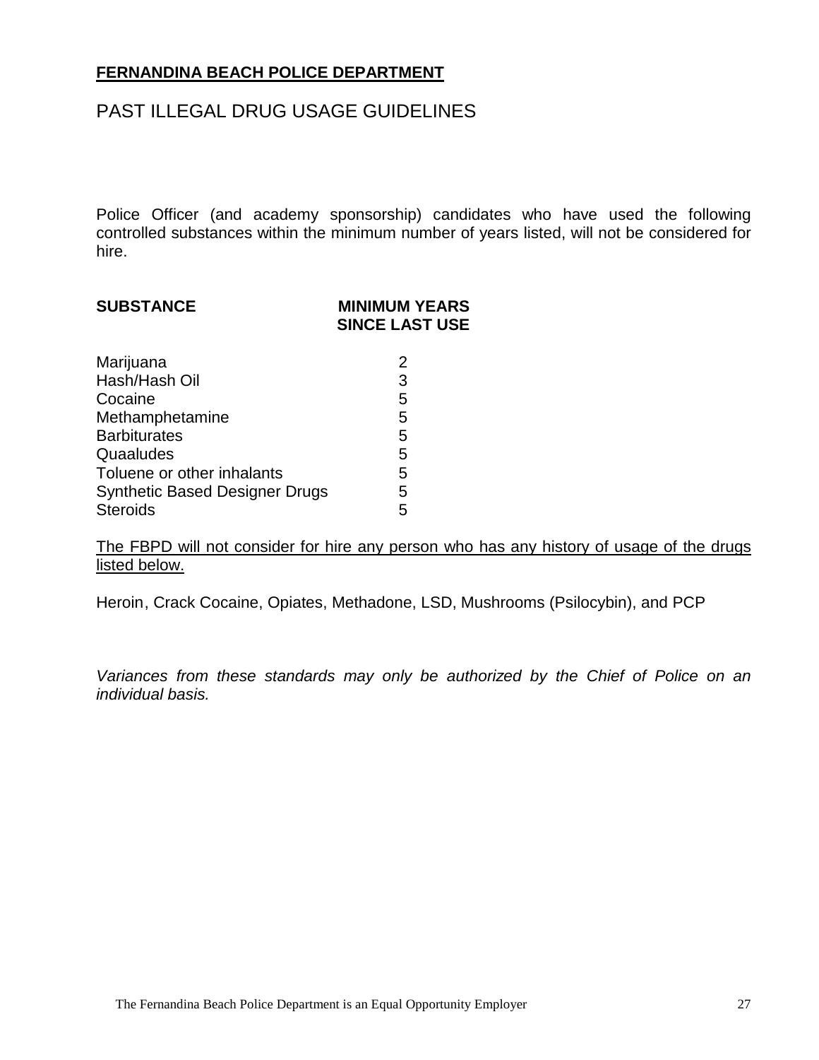**FERNANDINA BEACH POLICE DEPARTMENT**

# PAST ILLEGAL DRUG USAGE GUIDELINES

Police Officer (and academy sponsorship) candidates who have used the following controlled substances within the minimum number of years listed, will not be considered for hire.

| **SUBSTANCE** | **MINIMUM YEARS SINCE LAST USE** |
|---|---|
| Marijuana | 2 |
| Hash/Hash Oil | 3 |
| Cocaine | 5 |
| Methamphetamine | 5 |
| Barbiturates | 5 |
| Quaaludes | 5 |
| Toluene or other inhalants | 5 |
| Synthetic Based Designer Drugs | 5 |
| Steroids | 5 |

<u>The FBPD will not consider for hire any person who has any history of usage of the drugs listed below.</u>

Heroin, Crack Cocaine, Opiates, Methadone, LSD, Mushrooms (Psilocybin), and PCP

*Variances from these standards may only be authorized by the Chief of Police on an individual basis.*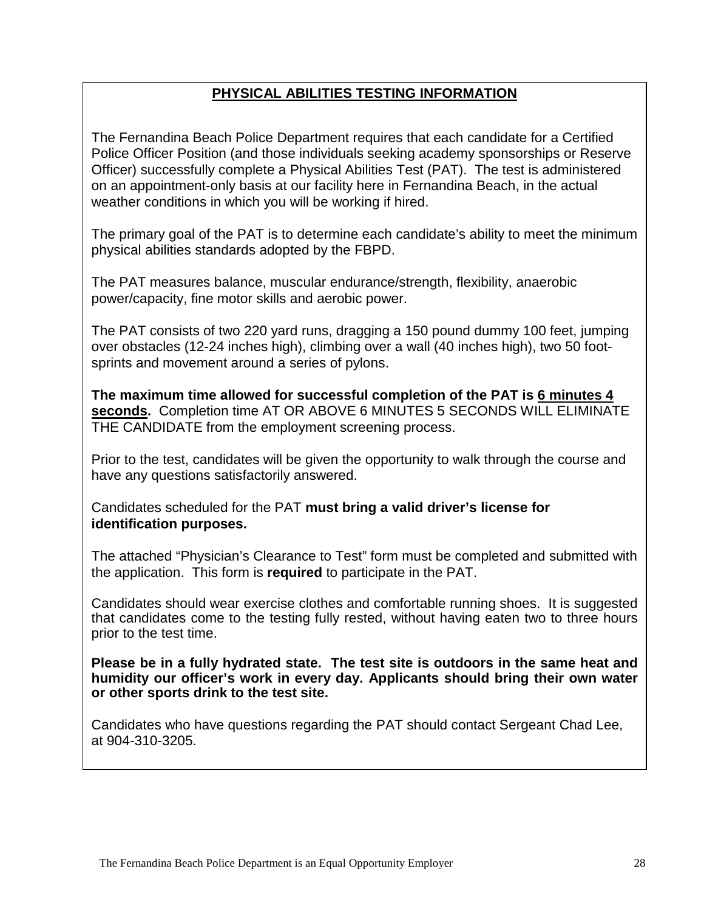## PHYSICAL ABILITIES TESTING INFORMATION

The Fernandina Beach Police Department requires that each candidate for a Certified Police Officer Position (and those individuals seeking academy sponsorships or Reserve Officer) successfully complete a Physical Abilities Test (PAT). The test is administered on an appointment-only basis at our facility here in Fernandina Beach, in the actual weather conditions in which you will be working if hired.

The primary goal of the PAT is to determine each candidate's ability to meet the minimum physical abilities standards adopted by the FBPD.

The PAT measures balance, muscular endurance/strength, flexibility, anaerobic power/capacity, fine motor skills and aerobic power.

The PAT consists of two 220 yard runs, dragging a 150 pound dummy 100 feet, jumping over obstacles (12-24 inches high), climbing over a wall (40 inches high), two 50 foot-sprints and movement around a series of pylons.

**The maximum time allowed for successful completion of the PAT is 6 minutes 4 seconds.** Completion time AT OR ABOVE 6 MINUTES 5 SECONDS WILL ELIMINATE THE CANDIDATE from the employment screening process.

Prior to the test, candidates will be given the opportunity to walk through the course and have any questions satisfactorily answered.

Candidates scheduled for the PAT **must bring a valid driver's license for identification purposes.**

The attached "Physician's Clearance to Test" form must be completed and submitted with the application. This form is **required** to participate in the PAT.

Candidates should wear exercise clothes and comfortable running shoes. It is suggested that candidates come to the testing fully rested, without having eaten two to three hours prior to the test time.

**Please be in a fully hydrated state. The test site is outdoors in the same heat and humidity our officer's work in every day. Applicants should bring their own water or other sports drink to the test site.**

Candidates who have questions regarding the PAT should contact Sergeant Chad Lee, at 904-310-3205.

The Fernandina Beach Police Department is an Equal Opportunity Employer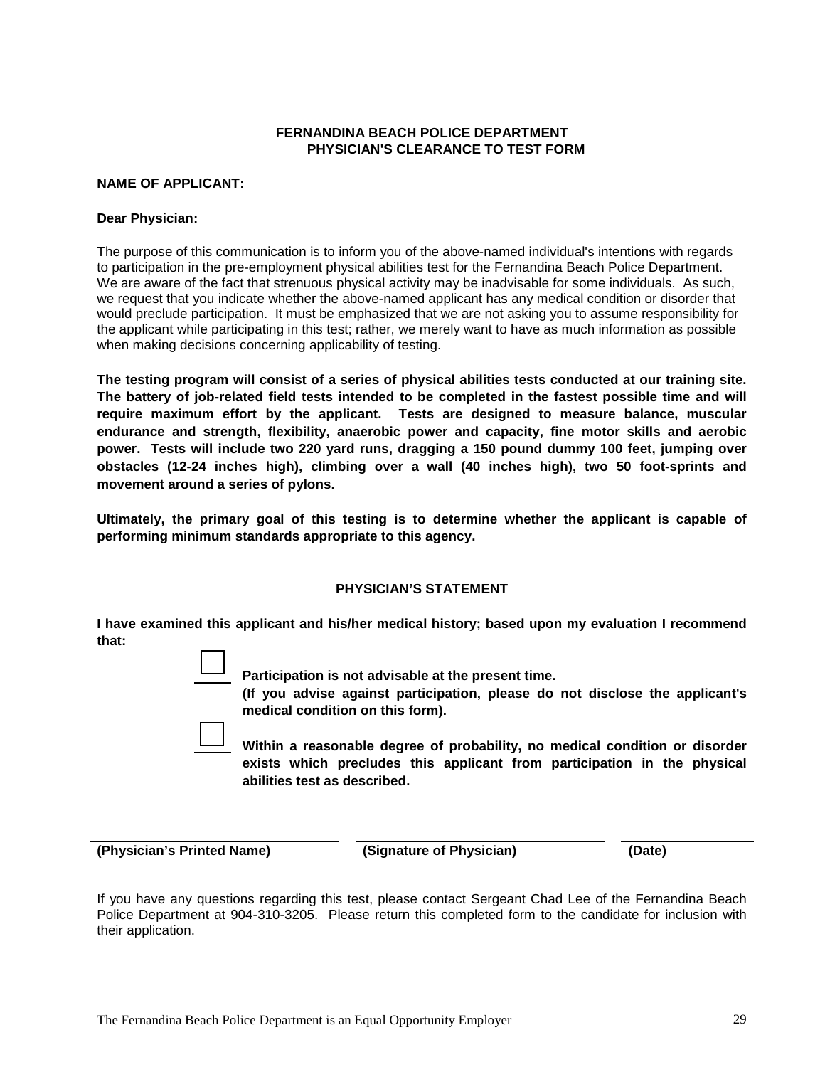**FERNANDINA BEACH POLICE DEPARTMENT**
**PHYSICIAN'S CLEARANCE TO TEST FORM**

**NAME OF APPLICANT:**

**Dear Physician:**

The purpose of this communication is to inform you of the above-named individual's intentions with regards to participation in the pre-employment physical abilities test for the Fernandina Beach Police Department. We are aware of the fact that strenuous physical activity may be inadvisable for some individuals. As such, we request that you indicate whether the above-named applicant has any medical condition or disorder that would preclude participation. It must be emphasized that we are not asking you to assume responsibility for the applicant while participating in this test; rather, we merely want to have as much information as possible when making decisions concerning applicability of testing.

**The testing program will consist of a series of physical abilities tests conducted at our training site. The battery of job-related field tests intended to be completed in the fastest possible time and will require maximum effort by the applicant. Tests are designed to measure balance, muscular endurance and strength, flexibility, anaerobic power and capacity, fine motor skills and aerobic power. Tests will include two 220 yard runs, dragging a 150 pound dummy 100 feet, jumping over obstacles (12-24 inches high), climbing over a wall (40 inches high), two 50 foot-sprints and movement around a series of pylons.**

**Ultimately, the primary goal of this testing is to determine whether the applicant is capable of performing minimum standards appropriate to this agency.**

**PHYSICIAN'S STATEMENT**

**I have examined this applicant and his/her medical history; based upon my evaluation I recommend that:**

☐ **Participation is not advisable at the present time.**
**(If you advise against participation, please do not disclose the applicant's medical condition on this form).**

☐ **Within a reasonable degree of probability, no medical condition or disorder exists which precludes this applicant from participation in the physical abilities test as described.**

______________________ ______________________ ____________
**(Physician's Printed Name)** **(Signature of Physician)** **(Date)**

If you have any questions regarding this test, please contact Sergeant Chad Lee of the Fernandina Beach Police Department at 904-310-3205. Please return this completed form to the candidate for inclusion with their application.

The Fernandina Beach Police Department is an Equal Opportunity Employer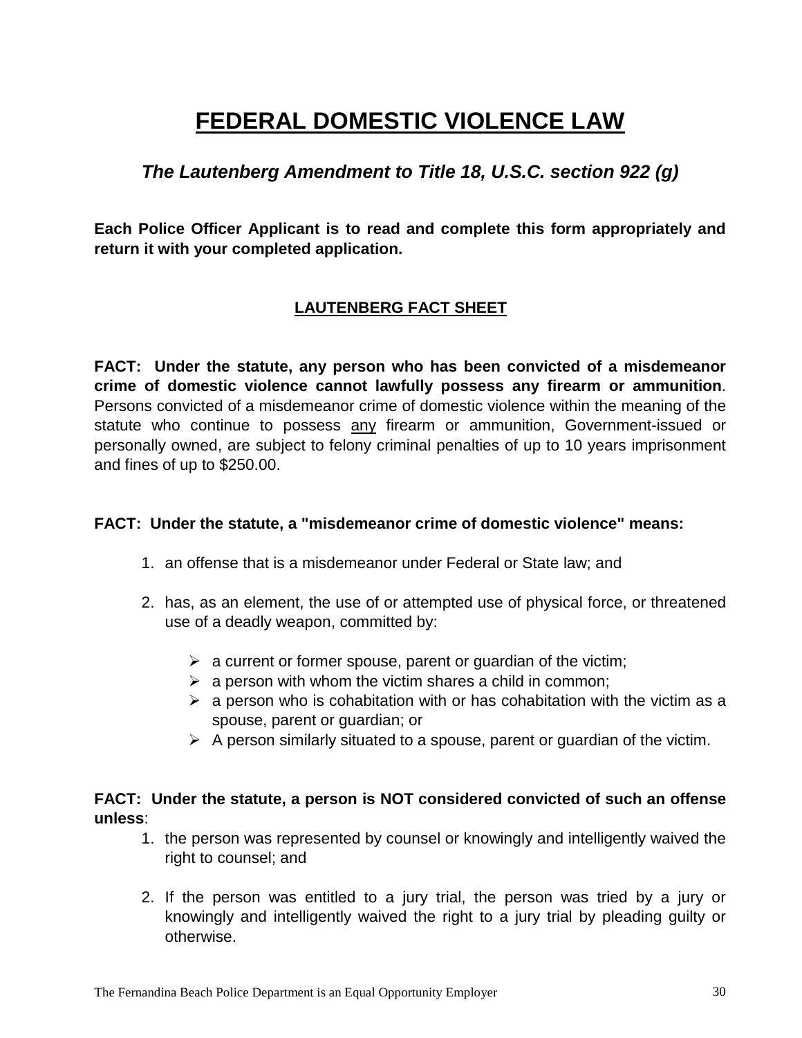# FEDERAL DOMESTIC VIOLENCE LAW

### *The Lautenberg Amendment to Title 18, U.S.C. section 922 (g)*

**Each Police Officer Applicant is to read and complete this form appropriately and return it with your completed application.**

**LAUTENBERG FACT SHEET**

**FACT: Under the statute, any person who has been convicted of a misdemeanor crime of domestic violence cannot lawfully possess any firearm or ammunition**. Persons convicted of a misdemeanor crime of domestic violence within the meaning of the statute who continue to possess any firearm or ammunition, Government-issued or personally owned, are subject to felony criminal penalties of up to 10 years imprisonment and fines of up to $250.00.

**FACT: Under the statute, a "misdemeanor crime of domestic violence" means:**

1. an offense that is a misdemeanor under Federal or State law; and
2. has, as an element, the use of or attempted use of physical force, or threatened use of a deadly weapon, committed by:
   - a current or former spouse, parent or guardian of the victim;
   - a person with whom the victim shares a child in common;
   - a person who is cohabitation with or has cohabitation with the victim as a spouse, parent or guardian; or
   - A person similarly situated to a spouse, parent or guardian of the victim.

**FACT: Under the statute, a person is NOT considered convicted of such an offense unless**:

1. the person was represented by counsel or knowingly and intelligently waived the right to counsel; and
2. If the person was entitled to a jury trial, the person was tried by a jury or knowingly and intelligently waived the right to a jury trial by pleading guilty or otherwise.

The Fernandina Beach Police Department is an Equal Opportunity Employer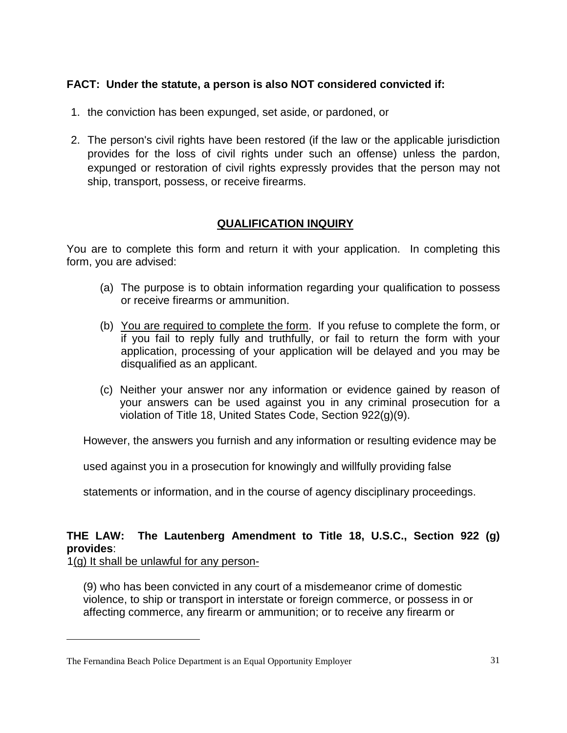**FACT: Under the statute, a person is also NOT considered convicted if:**

1. the conviction has been expunged, set aside, or pardoned, or
2. The person's civil rights have been restored (if the law or the applicable jurisdiction provides for the loss of civil rights under such an offense) unless the pardon, expunged or restoration of civil rights expressly provides that the person may not ship, transport, possess, or receive firearms.

## QUALIFICATION INQUIRY

You are to complete this form and return it with your application. In completing this form, you are advised:

(a) The purpose is to obtain information regarding your qualification to possess or receive firearms or ammunition.

(b) You are required to complete the form. If you refuse to complete the form, or if you fail to reply fully and truthfully, or fail to return the form with your application, processing of your application will be delayed and you may be disqualified as an applicant.

(c) Neither your answer nor any information or evidence gained by reason of your answers can be used against you in any criminal prosecution for a violation of Title 18, United States Code, Section 922(g)(9).

However, the answers you furnish and any information or resulting evidence may be used against you in a prosecution for knowingly and willfully providing false statements or information, and in the course of agency disciplinary proceedings.

**THE LAW: The Lautenberg Amendment to Title 18, U.S.C., Section 922 (g) provides**:

[1](g) It shall be unlawful for any person-

(9) who has been convicted in any court of a misdemeanor crime of domestic violence, to ship or transport in interstate or foreign commerce, or possess in or affecting commerce, any firearm or ammunition; or to receive any firearm or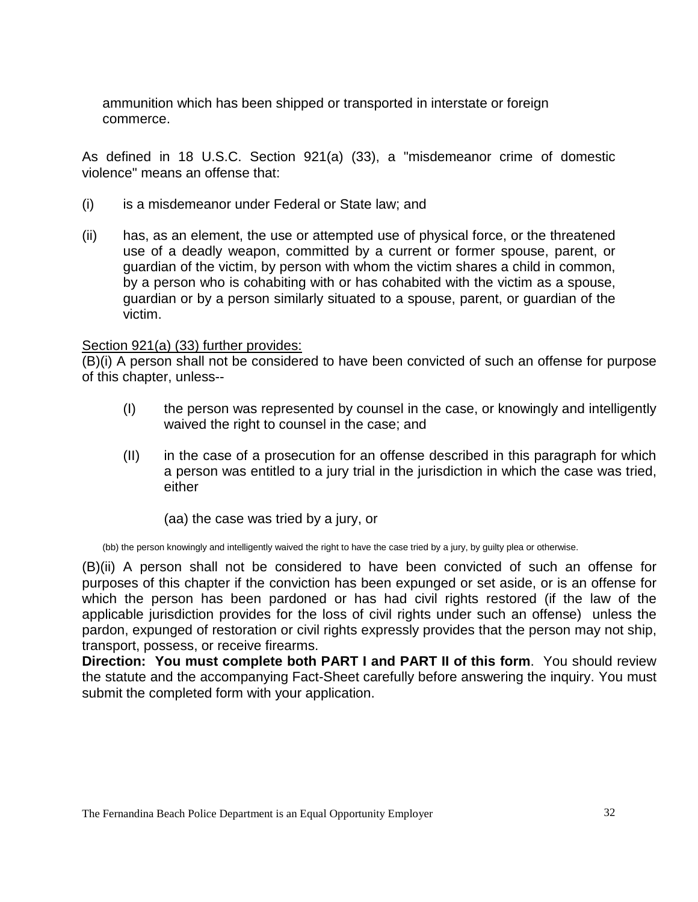ammunition which has been shipped or transported in interstate or foreign commerce.

As defined in 18 U.S.C. Section 921(a) (33), a "misdemeanor crime of domestic violence" means an offense that:

(i) is a misdemeanor under Federal or State law; and

(ii) has, as an element, the use or attempted use of physical force, or the threatened use of a deadly weapon, committed by a current or former spouse, parent, or guardian of the victim, by person with whom the victim shares a child in common, by a person who is cohabiting with or has cohabited with the victim as a spouse, guardian or by a person similarly situated to a spouse, parent, or guardian of the victim.

Section 921(a) (33) further provides:
(B)(i) A person shall not be considered to have been convicted of such an offense for purpose of this chapter, unless--

(I) the person was represented by counsel in the case, or knowingly and intelligently waived the right to counsel in the case; and

(II) in the case of a prosecution for an offense described in this paragraph for which a person was entitled to a jury trial in the jurisdiction in which the case was tried, either

(aa) the case was tried by a jury, or

(bb) the person knowingly and intelligently waived the right to have the case tried by a jury, by guilty plea or otherwise.

(B)(ii) A person shall not be considered to have been convicted of such an offense for purposes of this chapter if the conviction has been expunged or set aside, or is an offense for which the person has been pardoned or has had civil rights restored (if the law of the applicable jurisdiction provides for the loss of civil rights under such an offense) unless the pardon, expunged of restoration or civil rights expressly provides that the person may not ship, transport, possess, or receive firearms.

**Direction: You must complete both PART I and PART II of this form**. You should review the statute and the accompanying Fact-Sheet carefully before answering the inquiry. You must submit the completed form with your application.

The Fernandina Beach Police Department is an Equal Opportunity Employer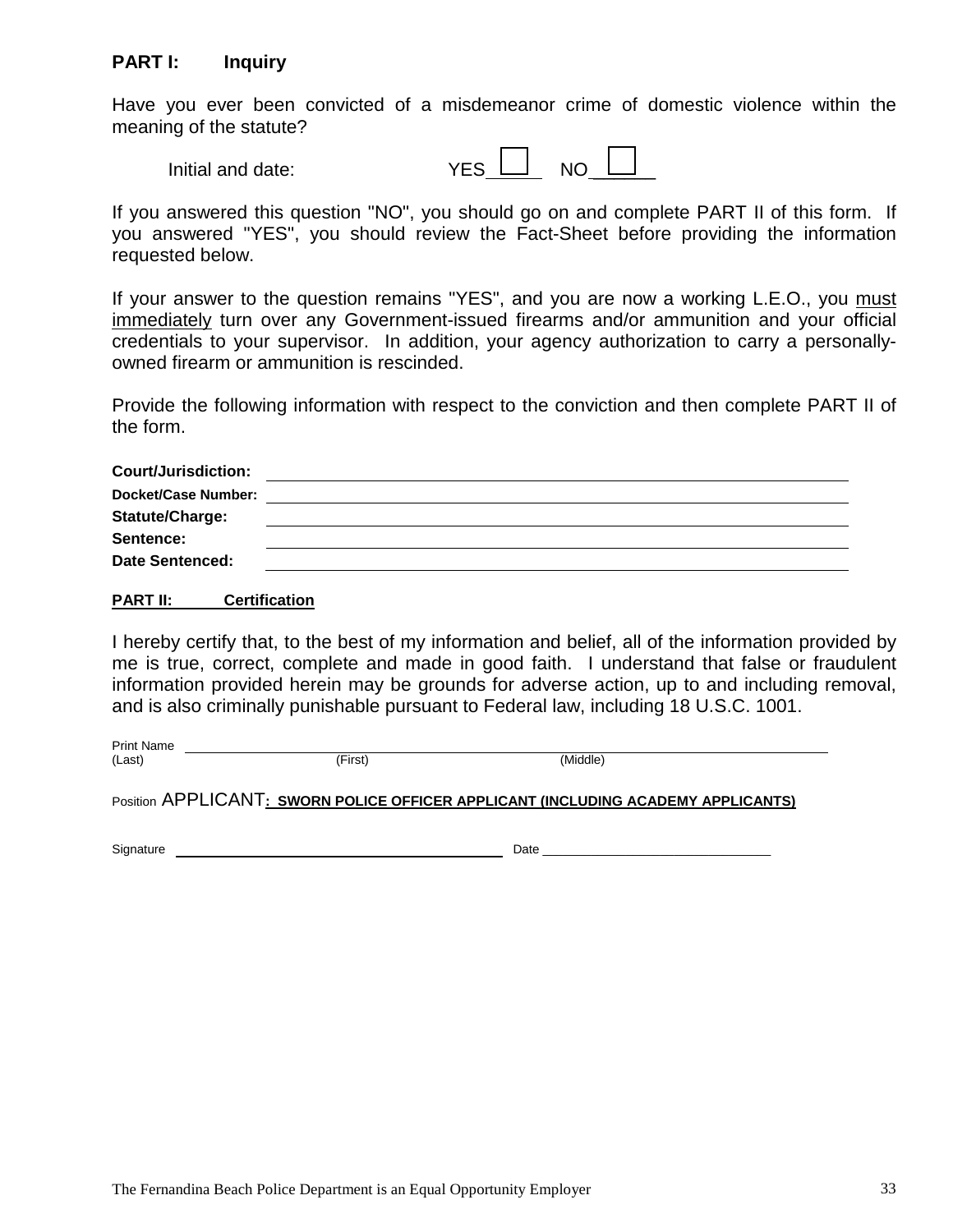## PART I: Inquiry

Have you ever been convicted of a misdemeanor crime of domestic violence within the meaning of the statute?

Initial and date: YES ☐ NO ☐

If you answered this question "NO", you should go on and complete PART II of this form. If you answered "YES", you should review the Fact-Sheet before providing the information requested below.

If your answer to the question remains "YES", and you are now a working L.E.O., you must immediately turn over any Government-issued firearms and/or ammunition and your official credentials to your supervisor. In addition, your agency authorization to carry a personally-owned firearm or ammunition is rescinded.

Provide the following information with respect to the conviction and then complete PART II of the form.

**Court/Jurisdiction:** ______________________________

**Docket/Case Number:** ______________________________

**Statute/Charge:** ______________________________

**Sentence:** ______________________________

**Date Sentenced:** ______________________________

## PART II: Certification

I hereby certify that, to the best of my information and belief, all of the information provided by me is true, correct, complete and made in good faith. I understand that false or fraudulent information provided herein may be grounds for adverse action, up to and including removal, and is also criminally punishable pursuant to Federal law, including 18 U.S.C. 1001.

Print Name ______________________________
(Last) (First) (Middle)

Position APPLICANT: **SWORN POLICE OFFICER APPLICANT (INCLUDING ACADEMY APPLICANTS)**

Signature ______________________________ Date ______________________________

The Fernandina Beach Police Department is an Equal Opportunity Employer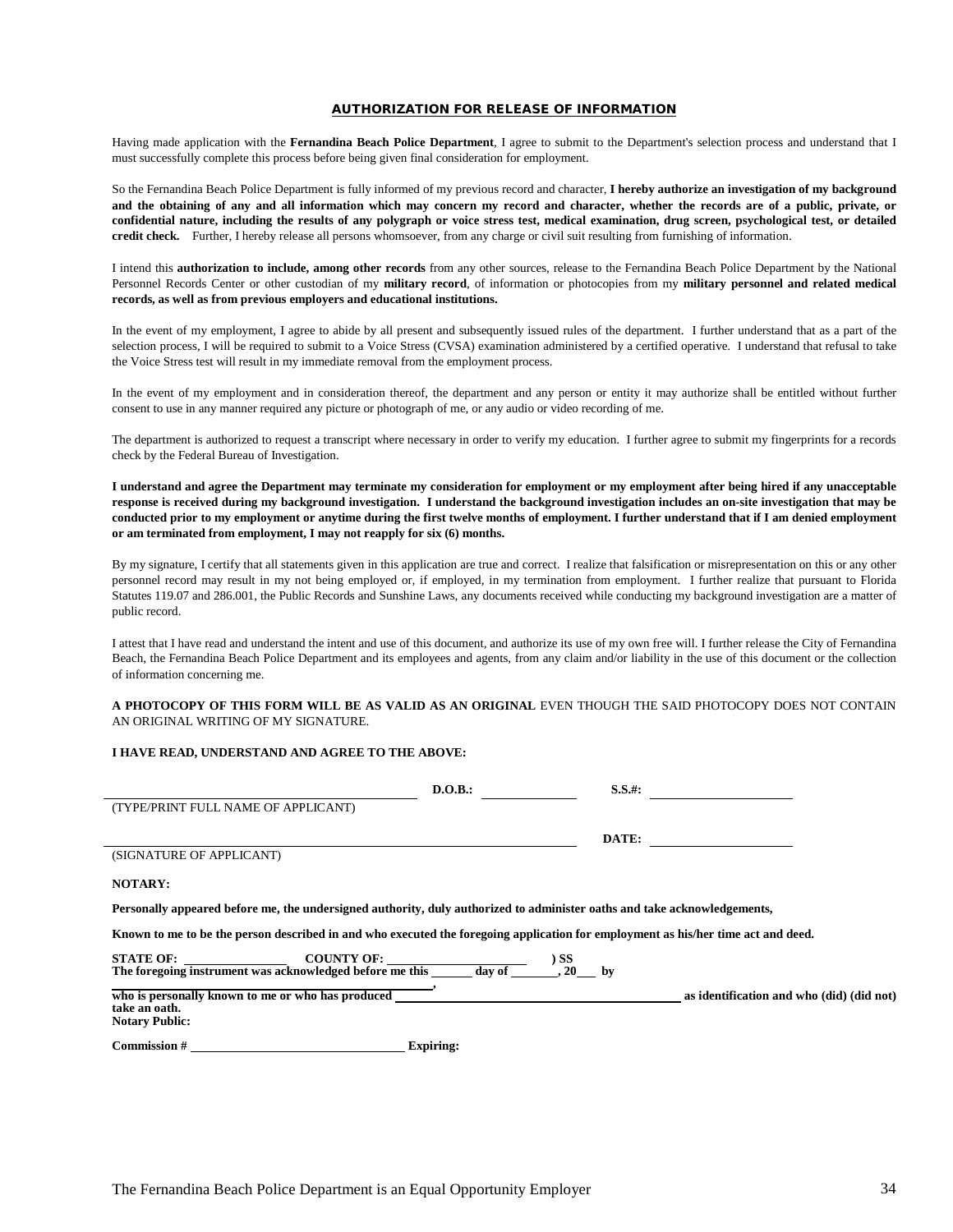## AUTHORIZATION FOR RELEASE OF INFORMATION

Having made application with the **Fernandina Beach Police Department**, I agree to submit to the Department's selection process and understand that I must successfully complete this process before being given final consideration for employment.

So the Fernandina Beach Police Department is fully informed of my previous record and character, **I hereby authorize an investigation of my background and the obtaining of any and all information which may concern my record and character, whether the records are of a public, private, or confidential nature, including the results of any polygraph or voice stress test, medical examination, drug screen, psychological test, or detailed credit check.** Further, I hereby release all persons whomsoever, from any charge or civil suit resulting from furnishing of information.

I intend this **authorization to include, among other records** from any other sources, release to the Fernandina Beach Police Department by the National Personnel Records Center or other custodian of my **military record**, of information or photocopies from my **military personnel and related medical records, as well as from previous employers and educational institutions.**

In the event of my employment, I agree to abide by all present and subsequently issued rules of the department. I further understand that as a part of the selection process, I will be required to submit to a Voice Stress (CVSA) examination administered by a certified operative. I understand that refusal to take the Voice Stress test will result in my immediate removal from the employment process.

In the event of my employment and in consideration thereof, the department and any person or entity it may authorize shall be entitled without further consent to use in any manner required any picture or photograph of me, or any audio or video recording of me.

The department is authorized to request a transcript where necessary in order to verify my education. I further agree to submit my fingerprints for a records check by the Federal Bureau of Investigation.

**I understand and agree the Department may terminate my consideration for employment or my employment after being hired if any unacceptable response is received during my background investigation. I understand the background investigation includes an on-site investigation that may be conducted prior to my employment or anytime during the first twelve months of employment. I further understand that if I am denied employment or am terminated from employment, I may not reapply for six (6) months.**

By my signature, I certify that all statements given in this application are true and correct. I realize that falsification or misrepresentation on this or any other personnel record may result in my not being employed or, if employed, in my termination from employment. I further realize that pursuant to Florida Statutes 119.07 and 286.001, the Public Records and Sunshine Laws, any documents received while conducting my background investigation are a matter of public record.

I attest that I have read and understand the intent and use of this document, and authorize its use of my own free will. I further release the City of Fernandina Beach, the Fernandina Beach Police Department and its employees and agents, from any claim and/or liability in the use of this document or the collection of information concerning me.

**A PHOTOCOPY OF THIS FORM WILL BE AS VALID AS AN ORIGINAL** EVEN THOUGH THE SAID PHOTOCOPY DOES NOT CONTAIN AN ORIGINAL WRITING OF MY SIGNATURE.

**I HAVE READ, UNDERSTAND AND AGREE TO THE ABOVE:**

________________________________ **D.O.B.:** ____________ **S.S.#:** ________________

(TYPE/PRINT FULL NAME OF APPLICANT)

________________________________________________ **DATE:** ________________

(SIGNATURE OF APPLICANT)

**NOTARY:**

**Personally appeared before me, the undersigned authority, duly authorized to administer oaths and take acknowledgements,**

**Known to me to be the person described in and who executed the foregoing application for employment as his/her time act and deed.**

**STATE OF:** ____________ **COUNTY OF:** ________________ **) SS**

**The foregoing instrument was acknowledged before me this** ______ **day of** ______**, 20**___ **by**

________________________________________**,**

**who is personally known to me or who has produced** ________________________________ **as identification and who (did) (did not) take an oath.**

**Notary Public:**

**Commission #** ________________________ **Expiring:**

The Fernandina Beach Police Department is an Equal Opportunity Employer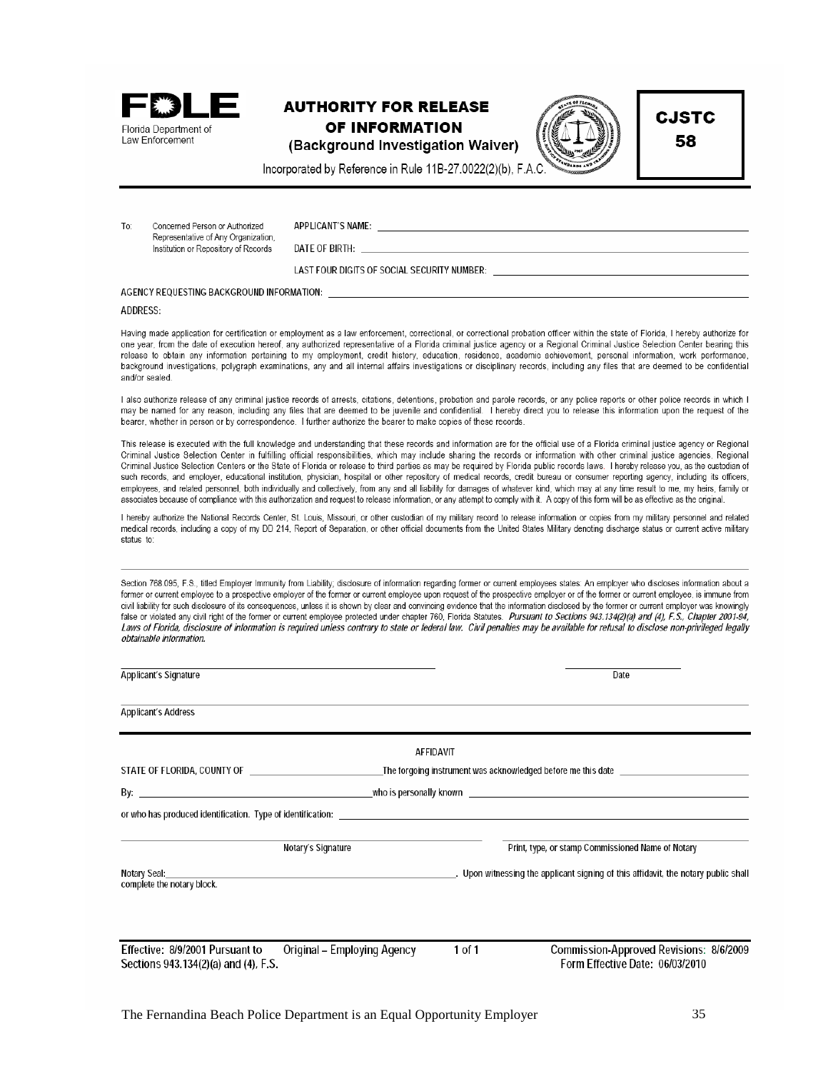**FDLE**
Florida Department of Law Enforcement

# AUTHORITY FOR RELEASE OF INFORMATION
**(Background Investigation Waiver)**

Incorporated by Reference in Rule 11B-27.0022(2)(b), F.A.C.

**CJSTC 58**

To: Concerned Person or Authorized Representative of Any Organization, Institution or Repository of Records

APPLICANT'S NAME: ______________________________

DATE OF BIRTH: ______________________________

LAST FOUR DIGITS OF SOCIAL SECURITY NUMBER: ______________________________

AGENCY REQUESTING BACKGROUND INFORMATION: ______________________________

ADDRESS:

Having made application for certification or employment as a law enforcement, correctional, or correctional probation officer within the state of Florida, I hereby authorize for one year, from the date of execution hereof, any authorized representative of a Florida criminal justice agency or a Regional Criminal Justice Selection Center bearing this release to obtain any information pertaining to my employment, credit history, education, residence, academic achievement, personal information, work performance, background investigations, polygraph examinations, any and all internal affairs investigations or disciplinary records, including any files that are deemed to be confidential and/or sealed.

I also authorize release of any criminal justice records of arrests, citations, detentions, probation and parole records, or any police reports or other police records in which I may be named for any reason, including any files that are deemed to be juvenile and confidential. I hereby direct you to release this information upon the request of the bearer, whether in person or by correspondence. I further authorize the bearer to make copies of these records.

This release is executed with the full knowledge and understanding that these records and information are for the official use of a Florida criminal justice agency or Regional Criminal Justice Selection Center in fulfilling official responsibilities, which may include sharing the records or information with other criminal justice agencies, Regional Criminal Justice Selection Centers or the State of Florida or release to third parties as may be required by Florida public records laws. I hereby release you, as the custodian of such records, and employer, educational institution, physician, hospital or other repository of medical records, credit bureau or consumer reporting agency, including its officers, employees, and related personnel, both individually and collectively, from any and all liability for damages of whatever kind, which may at any time result to me, my heirs, family or associates because of compliance with this authorization and request to release information, or any attempt to comply with it. A copy of this form will be as effective as the original.

I hereby authorize the National Records Center, St. Louis, Missouri, or other custodian of my military record to release information or copies from my military personnel and related medical records, including a copy of my DD 214, Report of Separation, or other official documents from the United States Military denoting discharge status or current active military status to:

______________________________

Section 768.095, F.S., titled Employer Immunity from Liability; disclosure of information regarding former or current employees states: An employer who discloses information about a former or current employee to a prospective employer of the former or current employee upon request of the prospective employer or of the former or current employee, is immune from civil liability for such disclosure of its consequences, unless it is shown by clear and convincing evidence that the information disclosed by the former or current employer was knowingly false or violated any civil right of the former or current employee protected under chapter 760, Florida Statutes. *Pursuant to Sections 943.134(2)(a) and (4), F.S., Chapter 2001-94, Laws of Florida, disclosure of information is required unless contrary to state or federal law. Civil penalties may be available for refusal to disclose non-privileged legally obtainable information.*

______________________________ Applicant's Signature ______________ Date

______________________________ Applicant's Address

## AFFIDAVIT

STATE OF FLORIDA, COUNTY OF ______________ The forgoing instrument was acknowledged before me this date ______________

By: ______________________________ who is personally known ______________________________

or who has produced identification. Type of identification: ______________________________

______________________________ Notary's Signature ______________________________ Print, type, or stamp Commissioned Name of Notary

Notary Seal: ______________________________. Upon witnessing the applicant signing of this affidavit, the notary public shall complete the notary block.

Effective: 8/9/2001 Pursuant to Sections 943.134(2)(a) and (4), F.S. | Original – Employing Agency | 1 of 1 | Commission-Approved Revisions: 8/6/2009 Form Effective Date: 06/03/2010

The Fernandina Beach Police Department is an Equal Opportunity Employer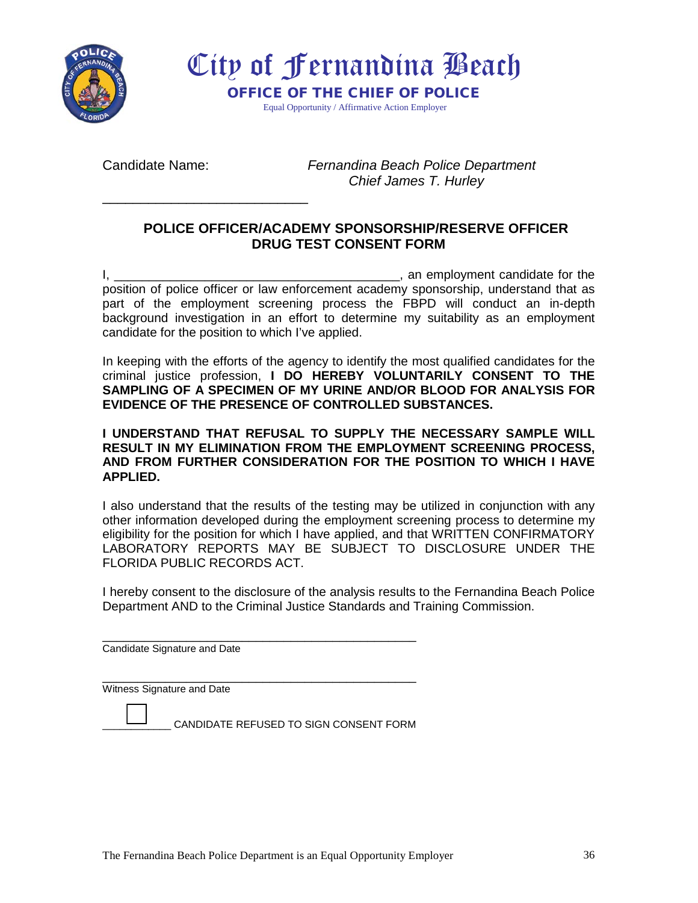# City of Fernandina Beach

**OFFICE OF THE CHIEF OF POLICE**

Equal Opportunity / Affirmative Action Employer

Candidate Name: *Fernandina Beach Police Department*
*Chief James T. Hurley*

_______________________________

## POLICE OFFICER/ACADEMY SPONSORSHIP/RESERVE OFFICER DRUG TEST CONSENT FORM

I, ___________________________________________, an employment candidate for the position of police officer or law enforcement academy sponsorship, understand that as part of the employment screening process the FBPD will conduct an in-depth background investigation in an effort to determine my suitability as an employment candidate for the position to which I've applied.

In keeping with the efforts of the agency to identify the most qualified candidates for the criminal justice profession, **I DO HEREBY VOLUNTARILY CONSENT TO THE SAMPLING OF A SPECIMEN OF MY URINE AND/OR BLOOD FOR ANALYSIS FOR EVIDENCE OF THE PRESENCE OF CONTROLLED SUBSTANCES.**

**I UNDERSTAND THAT REFUSAL TO SUPPLY THE NECESSARY SAMPLE WILL RESULT IN MY ELIMINATION FROM THE EMPLOYMENT SCREENING PROCESS, AND FROM FURTHER CONSIDERATION FOR THE POSITION TO WHICH I HAVE APPLIED.**

I also understand that the results of the testing may be utilized in conjunction with any other information developed during the employment screening process to determine my eligibility for the position for which I have applied, and that WRITTEN CONFIRMATORY LABORATORY REPORTS MAY BE SUBJECT TO DISCLOSURE UNDER THE FLORIDA PUBLIC RECORDS ACT.

I hereby consent to the disclosure of the analysis results to the Fernandina Beach Police Department AND to the Criminal Justice Standards and Training Commission.

_______________________________________________
Candidate Signature and Date

_______________________________________________
Witness Signature and Date

☐ ____________ CANDIDATE REFUSED TO SIGN CONSENT FORM

The Fernandina Beach Police Department is an Equal Opportunity Employer